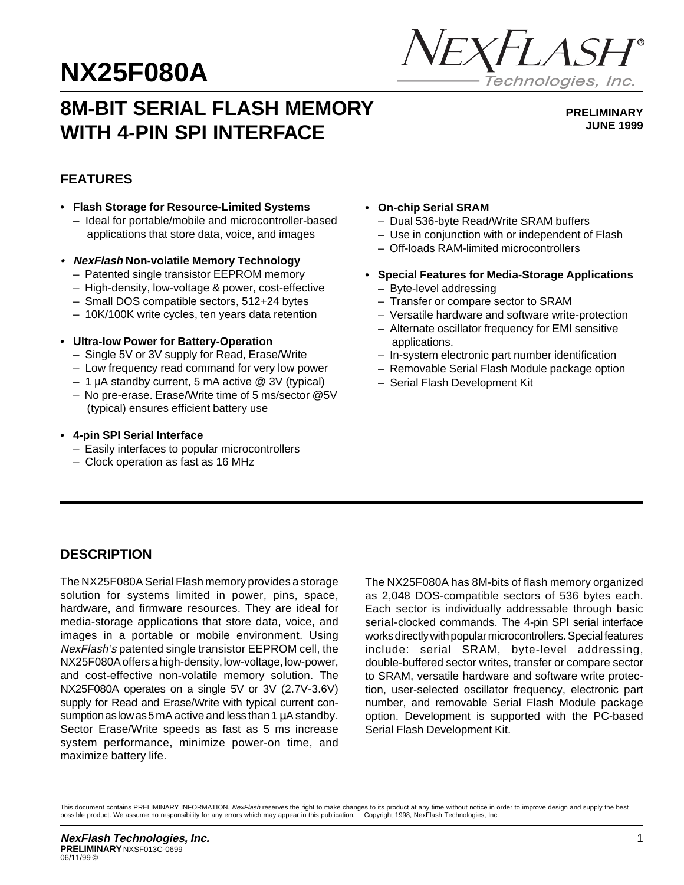# NX25F080A

NexFlash® Technologies, Inc.

## 8M-BIT SERIAL FLASH MEMORY WITH 4-PIN SPI INTERFACE

**PRELIMINARY**
**JUNE 1999**

### FEATURES

- **Flash Storage for Resource-Limited Systems**
  - Ideal for portable/mobile and microcontroller-based applications that store data, voice, and images
- ***NexFlash* Non-volatile Memory Technology**
  - Patented single transistor EEPROM memory
  - High-density, low-voltage & power, cost-effective
  - Small DOS compatible sectors, 512+24 bytes
  - 10K/100K write cycles, ten years data retention
- **Ultra-low Power for Battery-Operation**
  - Single 5V or 3V supply for Read, Erase/Write
  - Low frequency read command for very low power
  - 1 µA standby current, 5 mA active @ 3V (typical)
  - No pre-erase. Erase/Write time of 5 ms/sector @5V (typical) ensures efficient battery use
- **4-pin SPI Serial Interface**
  - Easily interfaces to popular microcontrollers
  - Clock operation as fast as 16 MHz
- **On-chip Serial SRAM**
  - Dual 536-byte Read/Write SRAM buffers
  - Use in conjunction with or independent of Flash
  - Off-loads RAM-limited microcontrollers
- **Special Features for Media-Storage Applications**
  - Byte-level addressing
  - Transfer or compare sector to SRAM
  - Versatile hardware and software write-protection
  - Alternate oscillator frequency for EMI sensitive applications.
  - In-system electronic part number identification
  - Removable Serial Flash Module package option
  - Serial Flash Development Kit

### DESCRIPTION

The NX25F080A Serial Flash memory provides a storage solution for systems limited in power, pins, space, hardware, and firmware resources. They are ideal for media-storage applications that store data, voice, and images in a portable or mobile environment. Using *NexFlash's* patented single transistor EEPROM cell, the NX25F080A offers a high-density, low-voltage, low-power, and cost-effective non-volatile memory solution. The NX25F080A operates on a single 5V or 3V (2.7V-3.6V) supply for Read and Erase/Write with typical current consumption as low as 5 mA active and less than 1 µA standby. Sector Erase/Write speeds as fast as 5 ms increase system performance, minimize power-on time, and maximize battery life.

The NX25F080A has 8M-bits of flash memory organized as 2,048 DOS-compatible sectors of 536 bytes each. Each sector is individually addressable through basic serial-clocked commands. The 4-pin SPI serial interface works directly with popular microcontrollers. Special features include: serial SRAM, byte-level addressing, double-buffered sector writes, transfer or compare sector to SRAM, versatile hardware and software write protection, user-selected oscillator frequency, electronic part number, and removable Serial Flash Module package option. Development is supported with the PC-based Serial Flash Development Kit.

This document contains PRELIMINARY INFORMATION. *NexFlash* reserves the right to make changes to its product at any time without notice in order to improve design and supply the best possible product. We assume no responsibility for any errors which may appear in this publication. Copyright 1998, NexFlash Technologies, Inc.

***NexFlash Technologies, Inc.***
**PRELIMINARY** NXSF013C-0699
06/11/99 ©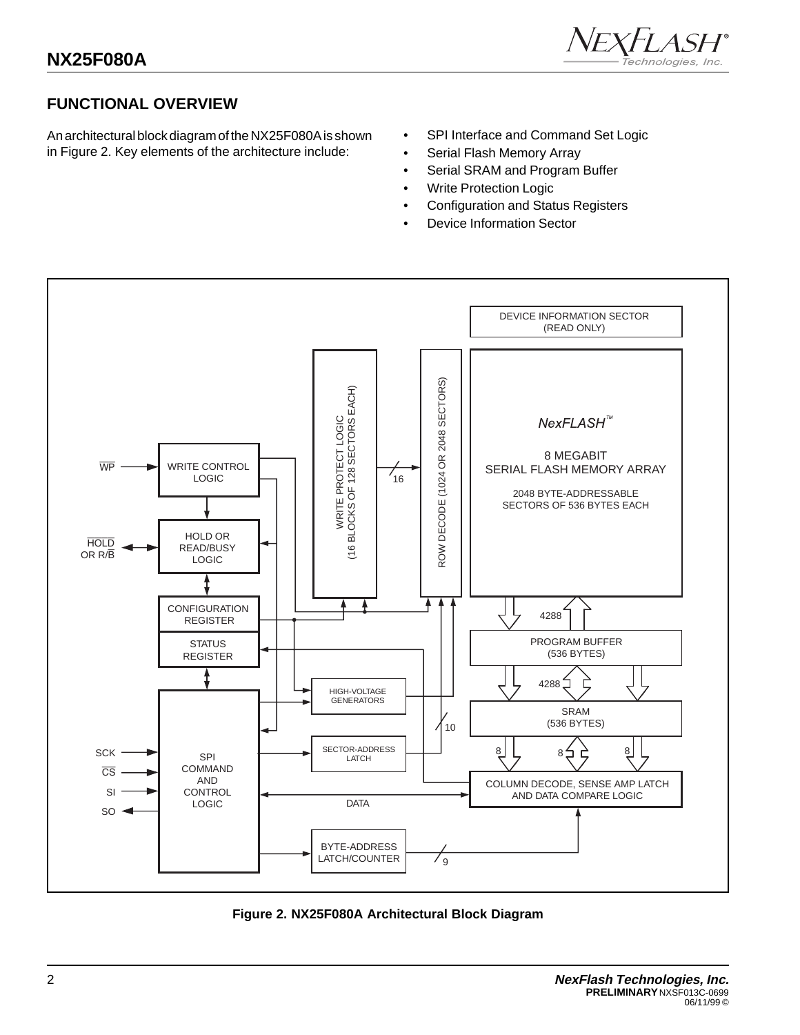## FUNCTIONAL OVERVIEW

An architectural block diagram of the NX25F080A is shown in Figure 2. Key elements of the architecture include:

- SPI Interface and Command Set Logic
- Serial Flash Memory Array
- Serial SRAM and Program Buffer
- Write Protection Logic
- Configuration and Status Registers
- Device Information Sector

**Figure 2. NX25F080A Architectural Block Diagram**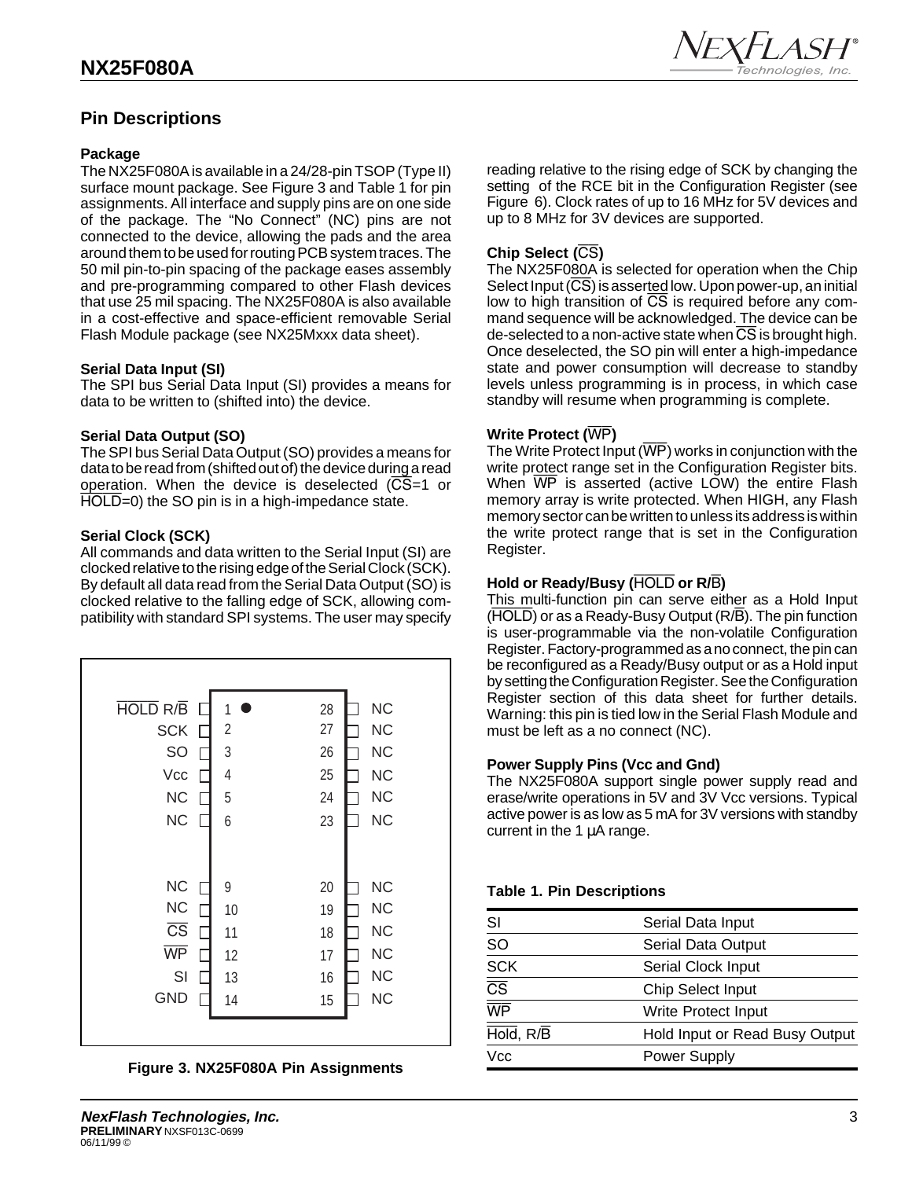## Pin Descriptions

### Package

The NX25F080A is available in a 24/28-pin TSOP (Type II) surface mount package. See Figure 3 and Table 1 for pin assignments. All interface and supply pins are on one side of the package. The "No Connect" (NC) pins are not connected to the device, allowing the pads and the area around them to be used for routing PCB system traces. The 50 mil pin-to-pin spacing of the package eases assembly and pre-programming compared to other Flash devices that use 25 mil spacing. The NX25F080A is also available in a cost-effective and space-efficient removable Serial Flash Module package (see NX25Mxxx data sheet).

### Serial Data Input (SI)

The SPI bus Serial Data Input (SI) provides a means for data to be written to (shifted into) the device.

### Serial Data Output (SO)

The SPI bus Serial Data Output (SO) provides a means for data to be read from (shifted out of) the device during a read operation. When the device is deselected ($\overline{CS}$=1 or $\overline{HOLD}$=0) the SO pin is in a high-impedance state.

### Serial Clock (SCK)

All commands and data written to the Serial Input (SI) are clocked relative to the rising edge of the Serial Clock (SCK). By default all data read from the Serial Data Output (SO) is clocked relative to the falling edge of SCK, allowing compatibility with standard SPI systems. The user may specify reading relative to the rising edge of SCK by changing the setting of the RCE bit in the Configuration Register (see Figure 6). Clock rates of up to 16 MHz for 5V devices and up to 8 MHz for 3V devices are supported.

| Signal | Pin | Pin | Signal |
|---|---|---|---|
| $\overline{HOLD}$ R/$\overline{B}$ | 1 | 28 | NC |
| SCK | 2 | 27 | NC |
| SO | 3 | 26 | NC |
| Vcc | 4 | 25 | NC |
| NC | 5 | 24 | NC |
| NC | 6 | 23 | NC |
| NC | 9 | 20 | NC |
| NC | 10 | 19 | NC |
| $\overline{CS}$ | 11 | 18 | NC |
| $\overline{WP}$ | 12 | 17 | NC |
| SI | 13 | 16 | NC |
| GND | 14 | 15 | NC |

**Figure 3. NX25F080A Pin Assignments**

### Chip Select ($\overline{CS}$)

The NX25F080A is selected for operation when the Chip Select Input ($\overline{CS}$) is asserted low. Upon power-up, an initial low to high transition of $\overline{CS}$ is required before any command sequence will be acknowledged. The device can be de-selected to a non-active state when $\overline{CS}$ is brought high. Once deselected, the SO pin will enter a high-impedance state and power consumption will decrease to standby levels unless programming is in process, in which case standby will resume when programming is complete.

### Write Protect ($\overline{WP}$)

The Write Protect Input ($\overline{WP}$) works in conjunction with the write protect range set in the Configuration Register bits. When $\overline{WP}$ is asserted (active LOW) the entire Flash memory array is write protected. When HIGH, any Flash memory sector can be written to unless its address is within the write protect range that is set in the Configuration Register.

### Hold or Ready/Busy ($\overline{HOLD}$ or R/$\overline{B}$)

This multi-function pin can serve either as a Hold Input ($\overline{HOLD}$) or as a Ready-Busy Output (R/$\overline{B}$). The pin function is user-programmable via the non-volatile Configuration Register. Factory-programmed as a no connect, the pin can be reconfigured as a Ready/Busy output or as a Hold input by setting the Configuration Register. See the Configuration Register section of this data sheet for further details. Warning: this pin is tied low in the Serial Flash Module and must be left as a no connect (NC).

### Power Supply Pins (Vcc and Gnd)

The NX25F080A support single power supply read and erase/write operations in 5V and 3V Vcc versions. Typical active power is as low as 5 mA for 3V versions with standby current in the 1 µA range.

**Table 1. Pin Descriptions**

| Pin | Description |
|---|---|
| SI | Serial Data Input |
| SO | Serial Data Output |
| SCK | Serial Clock Input |
| $\overline{CS}$ | Chip Select Input |
| $\overline{WP}$ | Write Protect Input |
| $\overline{Hold}$, R/$\overline{B}$ | Hold Input or Read Busy Output |
| Vcc | Power Supply |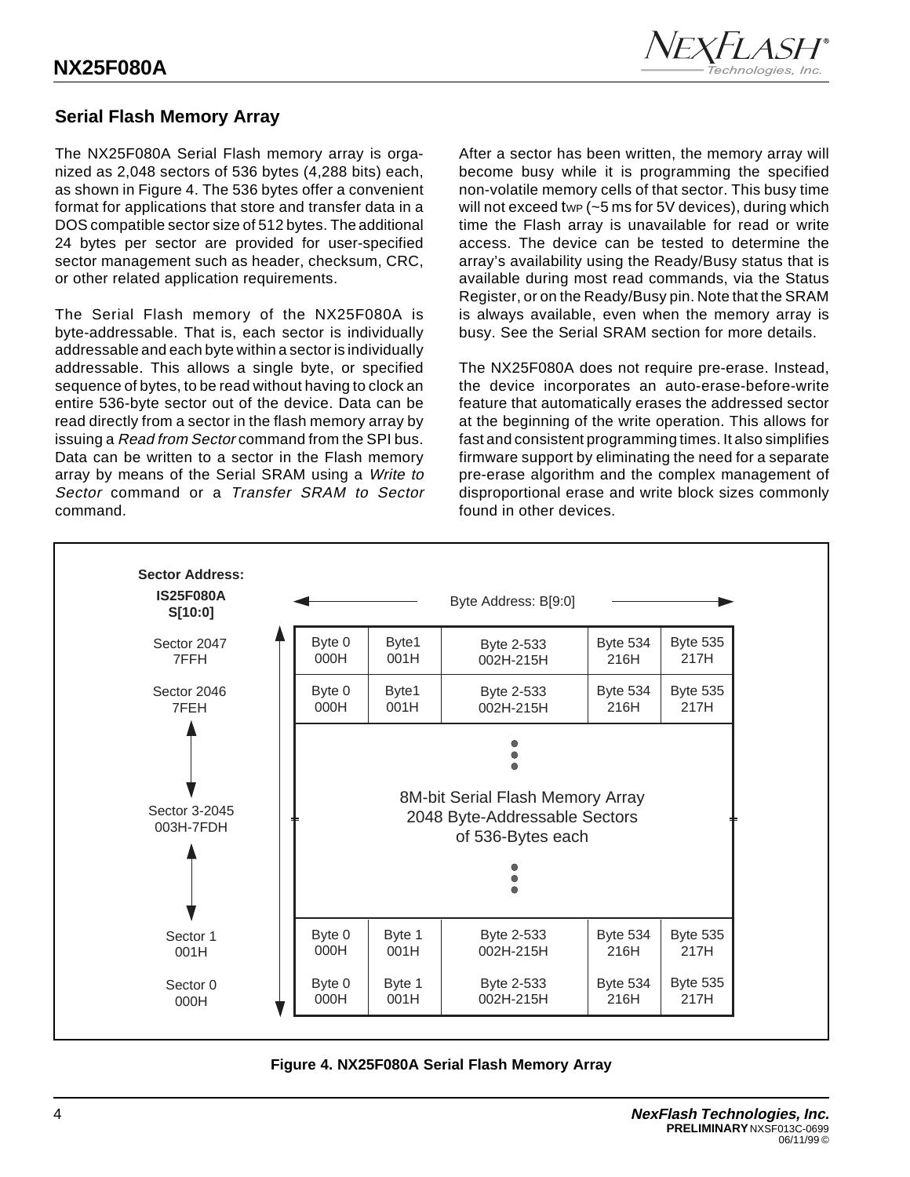## Serial Flash Memory Array

The NX25F080A Serial Flash memory array is organized as 2,048 sectors of 536 bytes (4,288 bits) each, as shown in Figure 4. The 536 bytes offer a convenient format for applications that store and transfer data in a DOS compatible sector size of 512 bytes. The additional 24 bytes per sector are provided for user-specified sector management such as header, checksum, CRC, or other related application requirements.

The Serial Flash memory of the NX25F080A is byte-addressable. That is, each sector is individually addressable and each byte within a sector is individually addressable. This allows a single byte, or specified sequence of bytes, to be read without having to clock an entire 536-byte sector out of the device. Data can be read directly from a sector in the flash memory array by issuing a *Read from Sector* command from the SPI bus. Data can be written to a sector in the Flash memory array by means of the Serial SRAM using a *Write to Sector* command or a *Transfer SRAM to Sector* command.

After a sector has been written, the memory array will become busy while it is programming the specified non-volatile memory cells of that sector. This busy time will not exceed $t_{WP}$ (~5 ms for 5V devices), during which time the Flash array is unavailable for read or write access. The device can be tested to determine the array's availability using the Ready/Busy status that is available during most read commands, via the Status Register, or on the Ready/Busy pin. Note that the SRAM is always available, even when the memory array is busy. See the Serial SRAM section for more details.

The NX25F080A does not require pre-erase. Instead, the device incorporates an auto-erase-before-write feature that automatically erases the addressed sector at the beginning of the write operation. This allows for fast and consistent programming times. It also simplifies firmware support by eliminating the need for a separate pre-erase algorithm and the complex management of disproportional erase and write block sizes commonly found in other devices.

| Sector Address: IS25F080A S[10:0] | Byte Address: B[9:0] | | | | |
|---|---|---|---|---|---|
| Sector 2047 7FFH | Byte 0 000H | Byte1 001H | Byte 2-533 002H-215H | Byte 534 216H | Byte 535 217H |
| Sector 2046 7FEH | Byte 0 000H | Byte1 001H | Byte 2-533 002H-215H | Byte 534 216H | Byte 535 217H |
| Sector 3-2045 003H-7FDH | 8M-bit Serial Flash Memory Array 2048 Byte-Addressable Sectors of 536-Bytes each | | | | |
| Sector 1 001H | Byte 0 000H | Byte 1 001H | Byte 2-533 002H-215H | Byte 534 216H | Byte 535 217H |
| Sector 0 000H | Byte 0 000H | Byte 1 001H | Byte 2-533 002H-215H | Byte 534 216H | Byte 535 217H |

**Figure 4. NX25F080A Serial Flash Memory Array**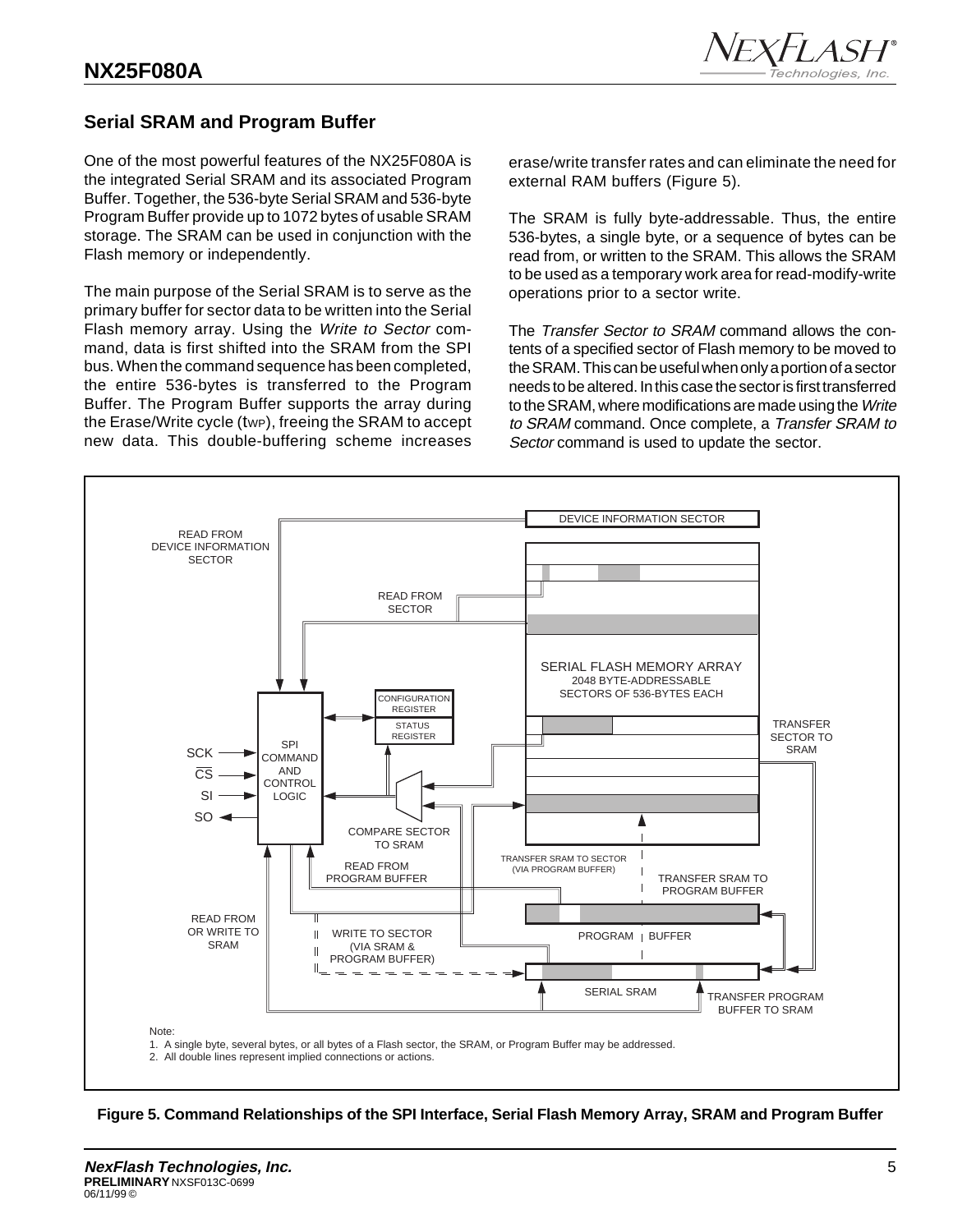## Serial SRAM and Program Buffer

One of the most powerful features of the NX25F080A is the integrated Serial SRAM and its associated Program Buffer. Together, the 536-byte Serial SRAM and 536-byte Program Buffer provide up to 1072 bytes of usable SRAM storage. The SRAM can be used in conjunction with the Flash memory or independently.

The main purpose of the Serial SRAM is to serve as the primary buffer for sector data to be written into the Serial Flash memory array. Using the *Write to Sector* command, data is first shifted into the SRAM from the SPI bus. When the command sequence has been completed, the entire 536-bytes is transferred to the Program Buffer. The Program Buffer supports the array during the Erase/Write cycle ($t_{WP}$), freeing the SRAM to accept new data. This double-buffering scheme increases erase/write transfer rates and can eliminate the need for external RAM buffers (Figure 5).

The SRAM is fully byte-addressable. Thus, the entire 536-bytes, a single byte, or a sequence of bytes can be read from, or written to the SRAM. This allows the SRAM to be used as a temporary work area for read-modify-write operations prior to a sector write.

The *Transfer Sector to SRAM* command allows the contents of a specified sector of Flash memory to be moved to the SRAM. This can be useful when only a portion of a sector needs to be altered. In this case the sector is first transferred to the SRAM, where modifications are made using the *Write to SRAM* command. Once complete, a *Transfer SRAM to Sector* command is used to update the sector.

Note:
1. A single byte, several bytes, or all bytes of a Flash sector, the SRAM, or Program Buffer may be addressed.
2. All double lines represent implied connections or actions.

**Figure 5. Command Relationships of the SPI Interface, Serial Flash Memory Array, SRAM and Program Buffer**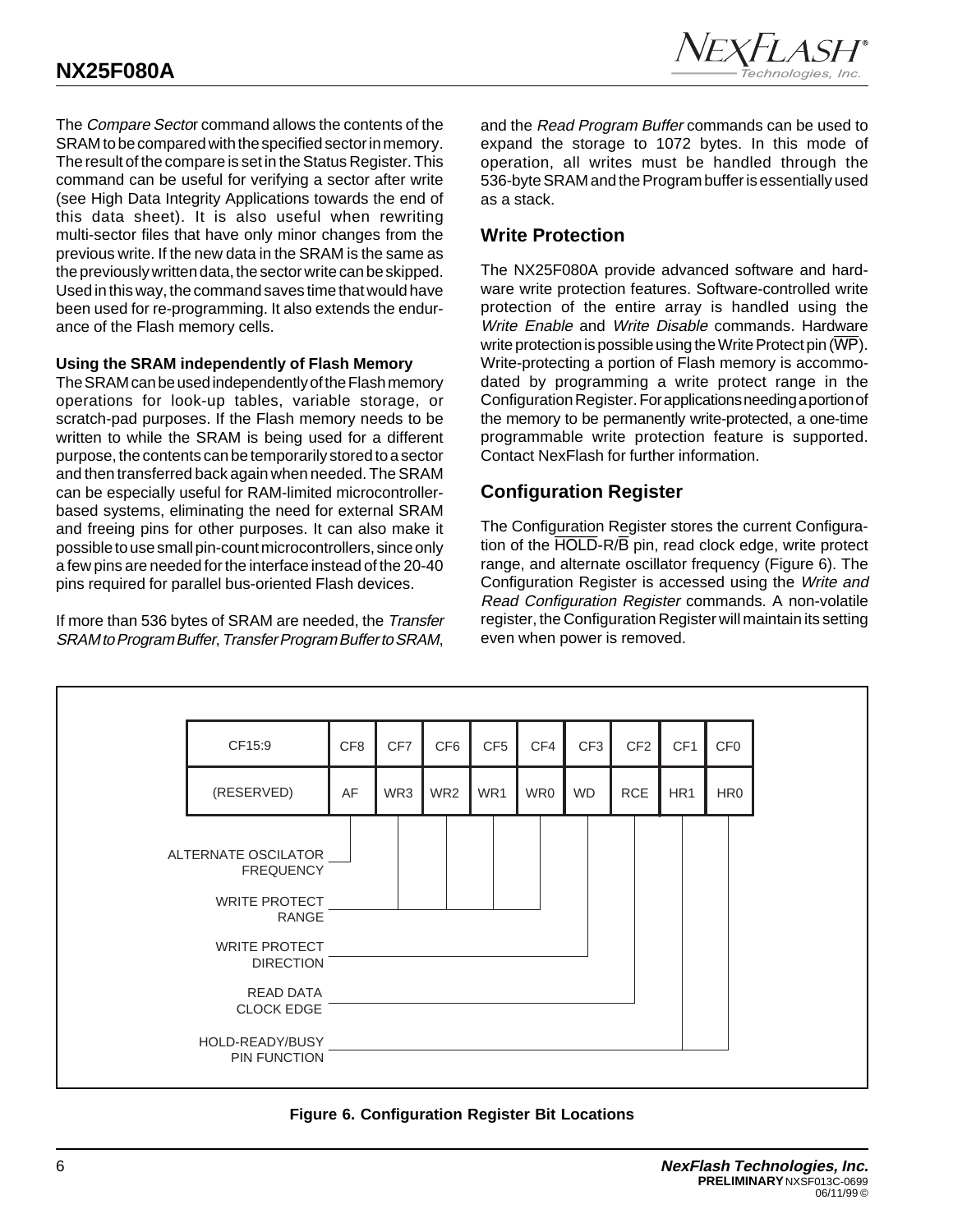The *Compare Sector* command allows the contents of the SRAM to be compared with the specified sector in memory. The result of the compare is set in the Status Register. This command can be useful for verifying a sector after write (see High Data Integrity Applications towards the end of this data sheet). It is also useful when rewriting multi-sector files that have only minor changes from the previous write. If the new data in the SRAM is the same as the previously written data, the sector write can be skipped. Used in this way, the command saves time that would have been used for re-programming. It also extends the endurance of the Flash memory cells.

**Using the SRAM independently of Flash Memory**

The SRAM can be used independently of the Flash memory operations for look-up tables, variable storage, or scratch-pad purposes. If the Flash memory needs to be written to while the SRAM is being used for a different purpose, the contents can be temporarily stored to a sector and then transferred back again when needed. The SRAM can be especially useful for RAM-limited microcontroller-based systems, eliminating the need for external SRAM and freeing pins for other purposes. It can also make it possible to use small pin-count microcontrollers, since only a few pins are needed for the interface instead of the 20-40 pins required for parallel bus-oriented Flash devices.

If more than 536 bytes of SRAM are needed, the *Transfer SRAM to Program Buffer*, *Transfer Program Buffer to SRAM*, and the *Read Program Buffer* commands can be used to expand the storage to 1072 bytes. In this mode of operation, all writes must be handled through the 536-byte SRAM and the Program buffer is essentially used as a stack.

## Write Protection

The NX25F080A provide advanced software and hardware write protection features. Software-controlled write protection of the entire array is handled using the *Write Enable* and *Write Disable* commands. Hardware write protection is possible using the Write Protect pin (WP). Write-protecting a portion of Flash memory is accommodated by programming a write protect range in the Configuration Register. For applications needing a portion of the memory to be permanently write-protected, a one-time programmable write protection feature is supported. Contact NexFlash for further information.

## Configuration Register

The Configuration Register stores the current Configuration of the HOLD-R/B pin, read clock edge, write protect range, and alternate oscillator frequency (Figure 6). The Configuration Register is accessed using the *Write and Read Configuration Register* commands. A non-volatile register, the Configuration Register will maintain its setting even when power is removed.

| CF15:9 | CF8 | CF7 | CF6 | CF5 | CF4 | CF3 | CF2 | CF1 | CF0 |
|---|---|---|---|---|---|---|---|---|---|
| (RESERVED) | AF | WR3 | WR2 | WR1 | WR0 | WD | RCE | HR1 | HR0 |

- AF: ALTERNATE OSCILATOR FREQUENCY
- WR3–WR0: WRITE PROTECT RANGE
- WD: WRITE PROTECT DIRECTION
- RCE: READ DATA CLOCK EDGE
- HR1–HR0: HOLD-READY/BUSY PIN FUNCTION

**Figure 6. Configuration Register Bit Locations**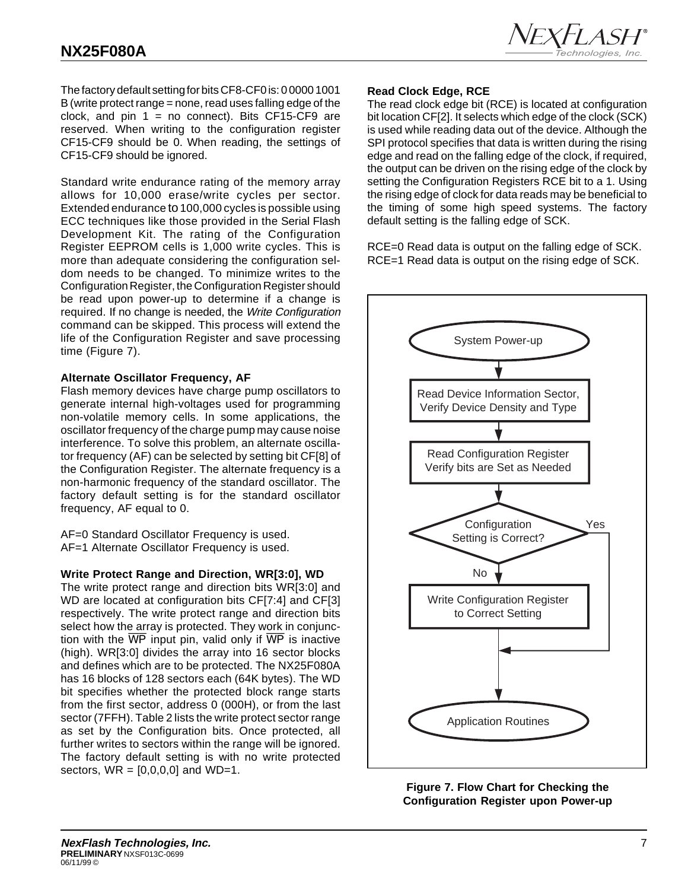The factory default setting for bits CF8-CF0 is: 0 0000 1001 B (write protect range = none, read uses falling edge of the clock, and pin 1 = no connect). Bits CF15-CF9 are reserved. When writing to the configuration register CF15-CF9 should be 0. When reading, the settings of CF15-CF9 should be ignored.

Standard write endurance rating of the memory array allows for 10,000 erase/write cycles per sector. Extended endurance to 100,000 cycles is possible using ECC techniques like those provided in the Serial Flash Development Kit. The rating of the Configuration Register EEPROM cells is 1,000 write cycles. This is more than adequate considering the configuration seldom needs to be changed. To minimize writes to the Configuration Register, the Configuration Register should be read upon power-up to determine if a change is required. If no change is needed, the *Write Configuration* command can be skipped. This process will extend the life of the Configuration Register and save processing time (Figure 7).

**Alternate Oscillator Frequency, AF**

Flash memory devices have charge pump oscillators to generate internal high-voltages used for programming non-volatile memory cells. In some applications, the oscillator frequency of the charge pump may cause noise interference. To solve this problem, an alternate oscillator frequency (AF) can be selected by setting bit CF[8] of the Configuration Register. The alternate frequency is a non-harmonic frequency of the standard oscillator. The factory default setting is for the standard oscillator frequency, AF equal to 0.

AF=0 Standard Oscillator Frequency is used.
AF=1 Alternate Oscillator Frequency is used.

**Write Protect Range and Direction, WR[3:0], WD**

The write protect range and direction bits WR[3:0] and WD are located at configuration bits CF[7:4] and CF[3] respectively. The write protect range and direction bits select how the array is protected. They work in conjunction with the $\overline{WP}$ input pin, valid only if $\overline{WP}$ is inactive (high). WR[3:0] divides the array into 16 sector blocks and defines which are to be protected. The NX25F080A has 16 blocks of 128 sectors each (64K bytes). The WD bit specifies whether the protected block range starts from the first sector, address 0 (000H), or from the last sector (7FFH). Table 2 lists the write protect sector range as set by the Configuration bits. Once protected, all further writes to sectors within the range will be ignored. The factory default setting is with no write protected sectors, WR = [0,0,0,0] and WD=1.

**Read Clock Edge, RCE**

The read clock edge bit (RCE) is located at configuration bit location CF[2]. It selects which edge of the clock (SCK) is used while reading data out of the device. Although the SPI protocol specifies that data is written during the rising edge and read on the falling edge of the clock, if required, the output can be driven on the rising edge of the clock by setting the Configuration Registers RCE bit to a 1. Using the rising edge of clock for data reads may be beneficial to the timing of some high speed systems. The factory default setting is the falling edge of SCK.

RCE=0 Read data is output on the falling edge of SCK.
RCE=1 Read data is output on the rising edge of SCK.

System Power-up → Read Device Information Sector, Verify Device Density and Type → Read Configuration Register Verify bits are Set as Needed → Configuration Setting is Correct? (Yes → Application Routines; No → Write Configuration Register to Correct Setting → Application Routines)

**Figure 7. Flow Chart for Checking the Configuration Register upon Power-up**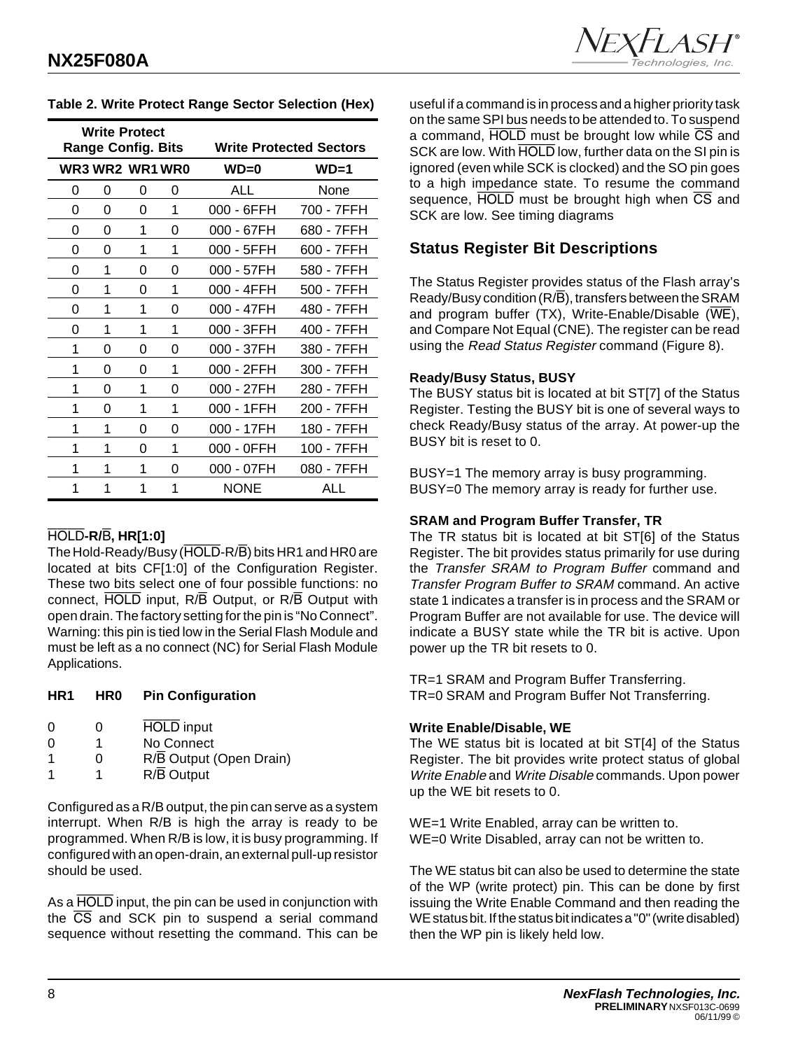**Table 2. Write Protect Range Sector Selection (Hex)**

| Write Protect Range Config. Bits | | | | Write Protected Sectors | |
|---|---|---|---|---|---|
| WR3 | WR2 | WR1 | WR0 | WD=0 | WD=1 |
| 0 | 0 | 0 | 0 | ALL | None |
| 0 | 0 | 0 | 1 | 000 - 6FFH | 700 - 7FFH |
| 0 | 0 | 1 | 0 | 000 - 67FH | 680 - 7FFH |
| 0 | 0 | 1 | 1 | 000 - 5FFH | 600 - 7FFH |
| 0 | 1 | 0 | 0 | 000 - 57FH | 580 - 7FFH |
| 0 | 1 | 0 | 1 | 000 - 4FFH | 500 - 7FFH |
| 0 | 1 | 1 | 0 | 000 - 47FH | 480 - 7FFH |
| 0 | 1 | 1 | 1 | 000 - 3FFH | 400 - 7FFH |
| 1 | 0 | 0 | 0 | 000 - 37FH | 380 - 7FFH |
| 1 | 0 | 0 | 1 | 000 - 2FFH | 300 - 7FFH |
| 1 | 0 | 1 | 0 | 000 - 27FH | 280 - 7FFH |
| 1 | 0 | 1 | 1 | 000 - 1FFH | 200 - 7FFH |
| 1 | 1 | 0 | 0 | 000 - 17FH | 180 - 7FFH |
| 1 | 1 | 0 | 1 | 000 - 0FFH | 100 - 7FFH |
| 1 | 1 | 1 | 0 | 000 - 07FH | 080 - 7FFH |
| 1 | 1 | 1 | 1 | NONE | ALL |

**HOLD-R/B, HR[1:0]**

The Hold-Ready/Busy (HOLD-R/B) bits HR1 and HR0 are located at bits CF[1:0] of the Configuration Register. These two bits select one of four possible functions: no connect, HOLD input, R/B Output, or R/B Output with open drain. The factory setting for the pin is "No Connect". Warning: this pin is tied low in the Serial Flash Module and must be left as a no connect (NC) for Serial Flash Module Applications.

| HR1 | HR0 | Pin Configuration |
|---|---|---|
| 0 | 0 | HOLD input |
| 0 | 1 | No Connect |
| 1 | 0 | R/B Output (Open Drain) |
| 1 | 1 | R/B Output |

Configured as a R/B output, the pin can serve as a system interrupt. When R/B is high the array is ready to be programmed. When R/B is low, it is busy programming. If configured with an open-drain, an external pull-up resistor should be used.

As a HOLD input, the pin can be used in conjunction with the CS and SCK pin to suspend a serial command sequence without resetting the command. This can be useful if a command is in process and a higher priority task on the same SPI bus needs to be attended to. To suspend a command, HOLD must be brought low while CS and SCK are low. With HOLD low, further data on the SI pin is ignored (even while SCK is clocked) and the SO pin goes to a high impedance state. To resume the command sequence, HOLD must be brought high when CS and SCK are low. See timing diagrams

## Status Register Bit Descriptions

The Status Register provides status of the Flash array's Ready/Busy condition (R/B), transfers between the SRAM and program buffer (TX), Write-Enable/Disable (WE), and Compare Not Equal (CNE). The register can be read using the *Read Status Register* command (Figure 8).

**Ready/Busy Status, BUSY**

The BUSY status bit is located at bit ST[7] of the Status Register. Testing the BUSY bit is one of several ways to check Ready/Busy status of the array. At power-up the BUSY bit is reset to 0.

BUSY=1 The memory array is busy programming.
BUSY=0 The memory array is ready for further use.

**SRAM and Program Buffer Transfer, TR**

The TR status bit is located at bit ST[6] of the Status Register. The bit provides status primarily for use during the *Transfer SRAM to Program Buffer* command and *Transfer Program Buffer to SRAM* command. An active state 1 indicates a transfer is in process and the SRAM or Program Buffer are not available for use. The device will indicate a BUSY state while the TR bit is active. Upon power up the TR bit resets to 0.

TR=1 SRAM and Program Buffer Transferring.
TR=0 SRAM and Program Buffer Not Transferring.

**Write Enable/Disable, WE**

The WE status bit is located at bit ST[4] of the Status Register. The bit provides write protect status of global *Write Enable* and *Write Disable* commands. Upon power up the WE bit resets to 0.

WE=1 Write Enabled, array can be written to.
WE=0 Write Disabled, array can not be written to.

The WE status bit can also be used to determine the state of the WP (write protect) pin. This can be done by first issuing the Write Enable Command and then reading the WE status bit. If the status bit indicates a "0" (write disabled) then the WP pin is likely held low.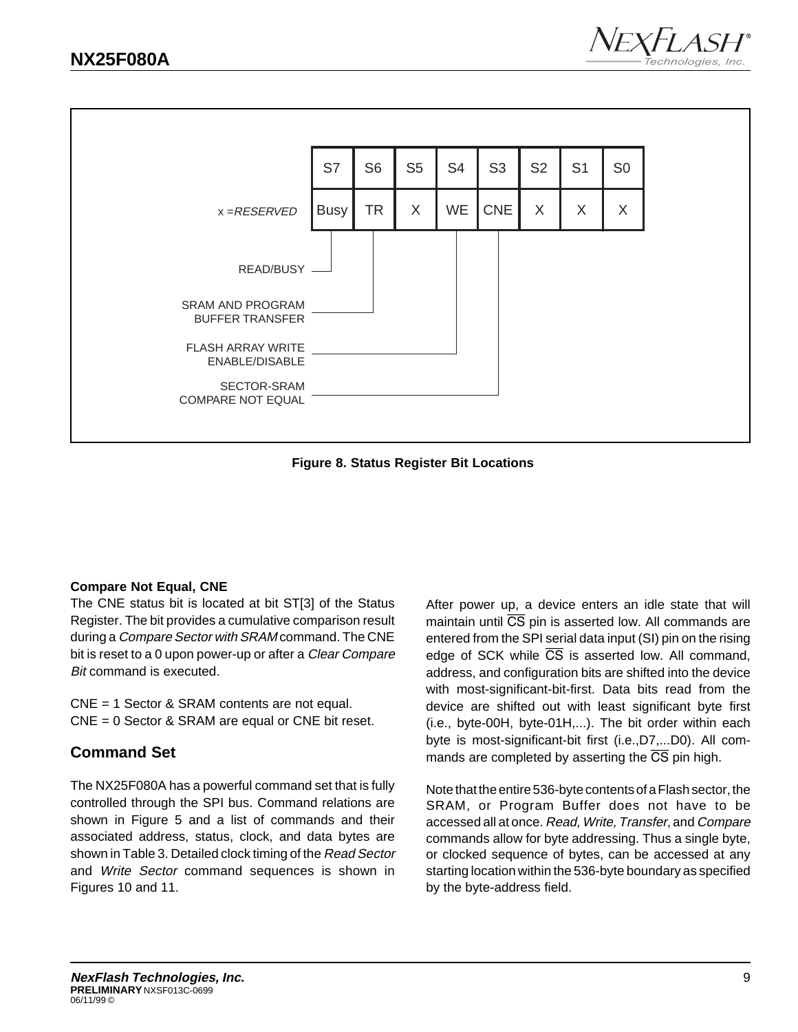| S7 | S6 | S5 | S4 | S3 | S2 | S1 | S0 |
|---|---|---|---|---|---|---|---|
| Busy | TR | X | WE | CNE | X | X | X |

x = *RESERVED*

- Busy (S7): READ/BUSY
- TR (S6): SRAM AND PROGRAM BUFFER TRANSFER
- WE (S4): FLASH ARRAY WRITE ENABLE/DISABLE
- CNE (S3): SECTOR-SRAM COMPARE NOT EQUAL

**Figure 8. Status Register Bit Locations**

**Compare Not Equal, CNE**

The CNE status bit is located at bit ST[3] of the Status Register. The bit provides a cumulative comparison result during a *Compare Sector with SRAM* command. The CNE bit is reset to a 0 upon power-up or after a *Clear Compare Bit* command is executed.

CNE = 1 Sector & SRAM contents are not equal.
CNE = 0 Sector & SRAM are equal or CNE bit reset.

## Command Set

The NX25F080A has a powerful command set that is fully controlled through the SPI bus. Command relations are shown in Figure 5 and a list of commands and their associated address, status, clock, and data bytes are shown in Table 3. Detailed clock timing of the *Read Sector* and *Write Sector* command sequences is shown in Figures 10 and 11.

After power up, a device enters an idle state that will maintain until $\overline{CS}$ pin is asserted low. All commands are entered from the SPI serial data input (SI) pin on the rising edge of SCK while $\overline{CS}$ is asserted low. All command, address, and configuration bits are shifted into the device with most-significant-bit-first. Data bits read from the device are shifted out with least significant byte first (i.e., byte-00H, byte-01H,...). The bit order within each byte is most-significant-bit first (i.e.,D7,...D0). All commands are completed by asserting the $\overline{CS}$ pin high.

Note that the entire 536-byte contents of a Flash sector, the SRAM, or Program Buffer does not have to be accessed all at once. *Read, Write, Transfer*, and *Compare* commands allow for byte addressing. Thus a single byte, or clocked sequence of bytes, can be accessed at any starting location within the 536-byte boundary as specified by the byte-address field.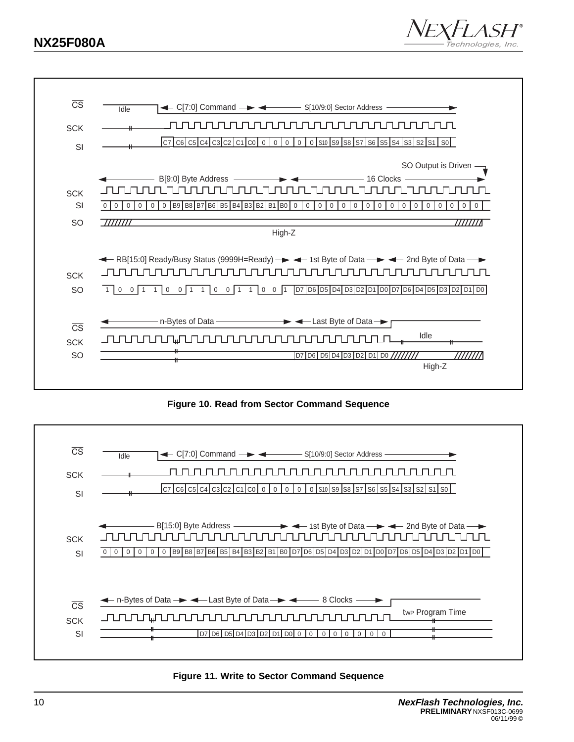CS

SCK

SI

Idle

C[7:0] Command

S[10/9:0] Sector Address

C7 C6 C5 C4 C3 C2 C1 C0 0 0 0 0 0 S10 S9 S8 S7 S6 S5 S4 S3 S2 S1 S0

SO Output is Driven

B[9:0] Byte Address

16 Clocks

SCK

SI

0 0 0 0 0 0 B9 B8 B7 B6 B5 B4 B3 B2 B1 B0 0 0 0 0 0 0 0 0 0 0 0 0 0 0 0 0

SO

High-Z

RB[15:0] Ready/Busy Status (9999H=Ready)

1st Byte of Data

2nd Byte of Data

SCK

SO

1 0 0 1 1 0 0 1 1 0 0 1 1 0 0 1 D7 D6 D5 D4 D3 D2 D1 D0 D7 D6 D4 D5 D3 D2 D1 D0

n-Bytes of Data

Last Byte of Data

CS

SCK

SO

Idle

D7 D6 D5 D4 D3 D2 D1 D0

High-Z

**Figure 10. Read from Sector Command Sequence**

CS

SCK

SI

Idle

C[7:0] Command

S[10/9:0] Sector Address

C7 C6 C5 C4 C3 C2 C1 C0 0 0 0 0 0 S10 S9 S8 S7 S6 S5 S4 S3 S2 S1 S0

B[15:0] Byte Address

1st Byte of Data

2nd Byte of Data

SCK

SI

0 0 0 0 0 0 B9 B8 B7 B6 B5 B4 B3 B2 B1 B0 D7 D6 D5 D4 D3 D2 D1 D0 D7 D6 D5 D4 D3 D2 D1 D0

n-Bytes of Data

Last Byte of Data

8 Clocks

CS

SCK

SI

$t_{WP}$ Program Time

D7 D6 D5 D4 D3 D2 D1 D0 0 0 0 0 0 0 0 0

**Figure 11. Write to Sector Command Sequence**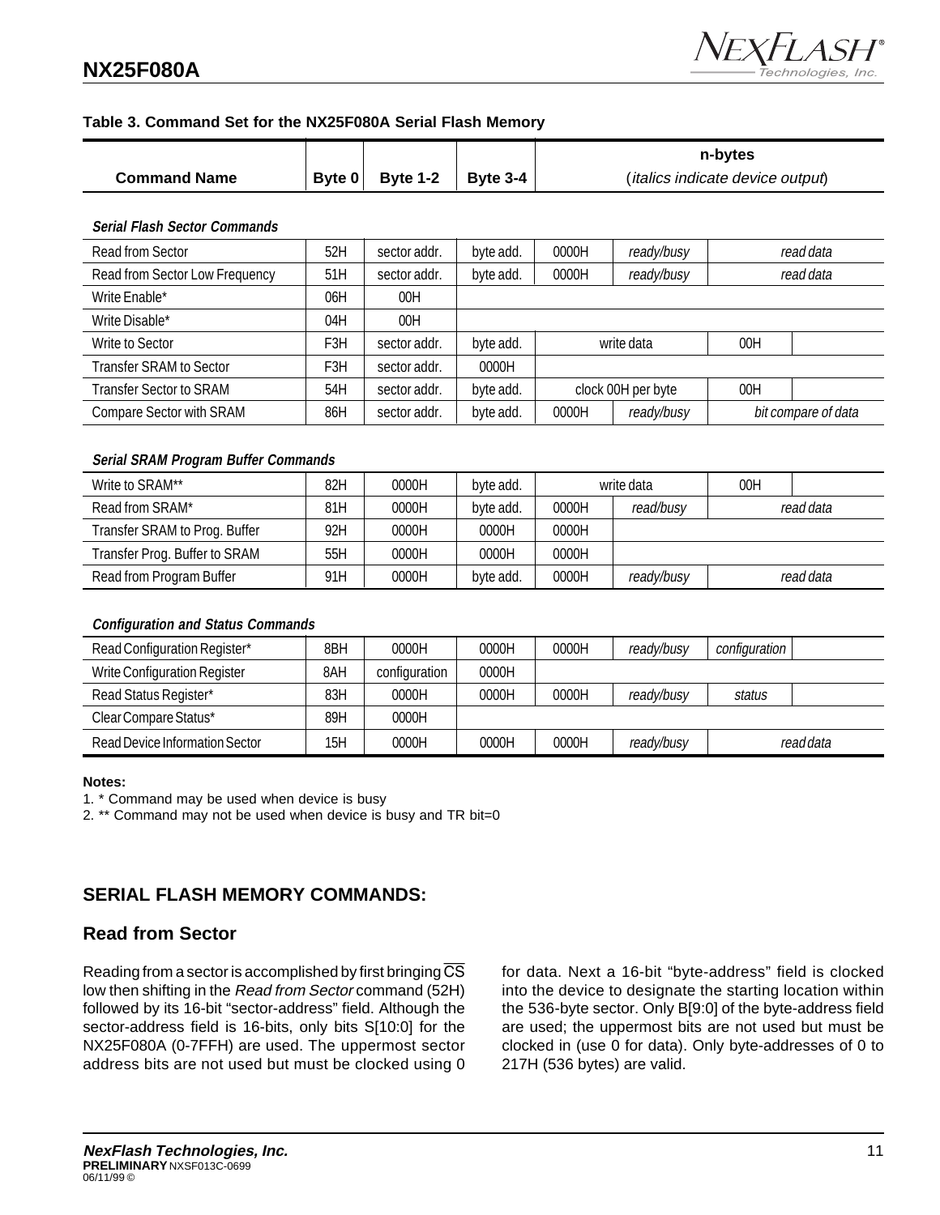**Table 3. Command Set for the NX25F080A Serial Flash Memory**

| Command Name | Byte 0 | Byte 1-2 | Byte 3-4 | n-bytes (*italics indicate device output*) | | | |
|---|---|---|---|---|---|---|---|
| ***Serial Flash Sector Commands*** | | | | | | | |
| Read from Sector | 52H | sector addr. | byte add. | 0000H | *ready/busy* | *read data* | |
| Read from Sector Low Frequency | 51H | sector addr. | byte add. | 0000H | *ready/busy* | *read data* | |
| Write Enable* | 06H | 00H | | | | | |
| Write Disable* | 04H | 00H | | | | | |
| Write to Sector | F3H | sector addr. | byte add. | write data | | 00H | |
| Transfer SRAM to Sector | F3H | sector addr. | 0000H | | | | |
| Transfer Sector to SRAM | 54H | sector addr. | byte add. | clock 00H per byte | | 00H | |
| Compare Sector with SRAM | 86H | sector addr. | byte add. | 0000H | *ready/busy* | *bit compare of data* | |
| ***Serial SRAM Program Buffer Commands*** | | | | | | | |
| Write to SRAM** | 82H | 0000H | byte add. | write data | | 00H | |
| Read from SRAM* | 81H | 0000H | byte add. | 0000H | *read/busy* | *read data* | |
| Transfer SRAM to Prog. Buffer | 92H | 0000H | 0000H | 0000H | | | |
| Transfer Prog. Buffer to SRAM | 55H | 0000H | 0000H | 0000H | | | |
| Read from Program Buffer | 91H | 0000H | byte add. | 0000H | *ready/busy* | *read data* | |
| ***Configuration and Status Commands*** | | | | | | | |
| Read Configuration Register* | 8BH | 0000H | 0000H | 0000H | *ready/busy* | *configuration* | |
| Write Configuration Register | 8AH | configuration | 0000H | | | | |
| Read Status Register* | 83H | 0000H | 0000H | 0000H | *ready/busy* | *status* | |
| Clear Compare Status* | 89H | 0000H | | | | | |
| Read Device Information Sector | 15H | 0000H | 0000H | 0000H | *ready/busy* | *read data* | |

**Notes:**

1. * Command may be used when device is busy
2. ** Command may not be used when device is busy and TR bit=0

## SERIAL FLASH MEMORY COMMANDS:

### Read from Sector

Reading from a sector is accomplished by first bringing $\overline{CS}$ low then shifting in the *Read from Sector* command (52H) followed by its 16-bit "sector-address" field. Although the sector-address field is 16-bits, only bits S[10:0] for the NX25F080A (0-7FFH) are used. The uppermost sector address bits are not used but must be clocked using 0 for data. Next a 16-bit "byte-address" field is clocked into the device to designate the starting location within the 536-byte sector. Only B[9:0] of the byte-address field are used; the uppermost bits are not used but must be clocked in (use 0 for data). Only byte-addresses of 0 to 217H (536 bytes) are valid.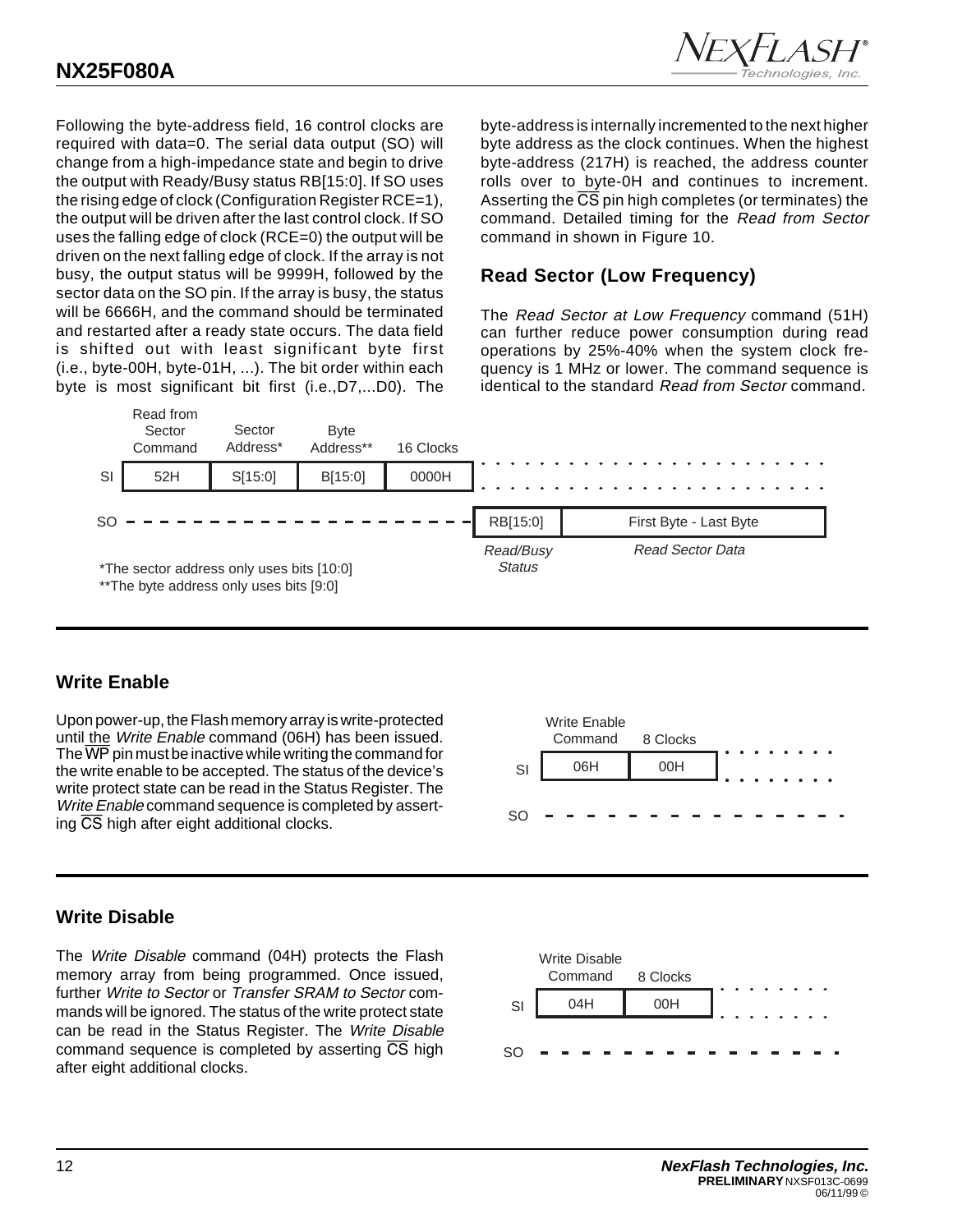Following the byte-address field, 16 control clocks are required with data=0. The serial data output (SO) will change from a high-impedance state and begin to drive the output with Ready/Busy status RB[15:0]. If SO uses the rising edge of clock (Configuration Register RCE=1), the output will be driven after the last control clock. If SO uses the falling edge of clock (RCE=0) the output will be driven on the next falling edge of clock. If the array is not busy, the output status will be 9999H, followed by the sector data on the SO pin. If the array is busy, the status will be 6666H, and the command should be terminated and restarted after a ready state occurs. The data field is shifted out with least significant byte first (i.e., byte-00H, byte-01H, ...). The bit order within each byte is most significant bit first (i.e.,D7,...D0). The byte-address is internally incremented to the next higher byte address as the clock continues. When the highest byte-address (217H) is reached, the address counter rolls over to byte-0H and continues to increment. Asserting the $\overline{CS}$ pin high completes (or terminates) the command. Detailed timing for the *Read from Sector* command in shown in Figure 10.

## Read Sector (Low Frequency)

The *Read Sector at Low Frequency* command (51H) can further reduce power consumption during read operations by 25%-40% when the system clock frequency is 1 MHz or lower. The command sequence is identical to the standard *Read from Sector* command.

| | Read from Sector Command | Sector Address* | Byte Address** | 16 Clocks | | |
|---|---|---|---|---|---|---|
| SI | 52H | S[15:0] | B[15:0] | 0000H | | |
| SO | | | | | RB[15:0] | First Byte - Last Byte |
| | | | | | *Read/Busy Status* | *Read Sector Data* |

*The sector address only uses bits [10:0]

**The byte address only uses bits [9:0]

## Write Enable

Upon power-up, the Flash memory array is write-protected until the *Write Enable* command (06H) has been issued. The $\overline{WP}$ pin must be inactive while writing the command for the write enable to be accepted. The status of the device's write protect state can be read in the Status Register. The *Write Enable* command sequence is completed by asserting $\overline{CS}$ high after eight additional clocks.

| | Write Enable Command | 8 Clocks |
|---|---|---|
| SI | 06H | 00H |
| SO | | |

## Write Disable

The *Write Disable* command (04H) protects the Flash memory array from being programmed. Once issued, further *Write to Sector* or *Transfer SRAM to Sector* commands will be ignored. The status of the write protect state can be read in the Status Register. The *Write Disable* command sequence is completed by asserting $\overline{CS}$ high after eight additional clocks.

| | Write Disable Command | 8 Clocks |
|---|---|---|
| SI | 04H | 00H |
| SO | | |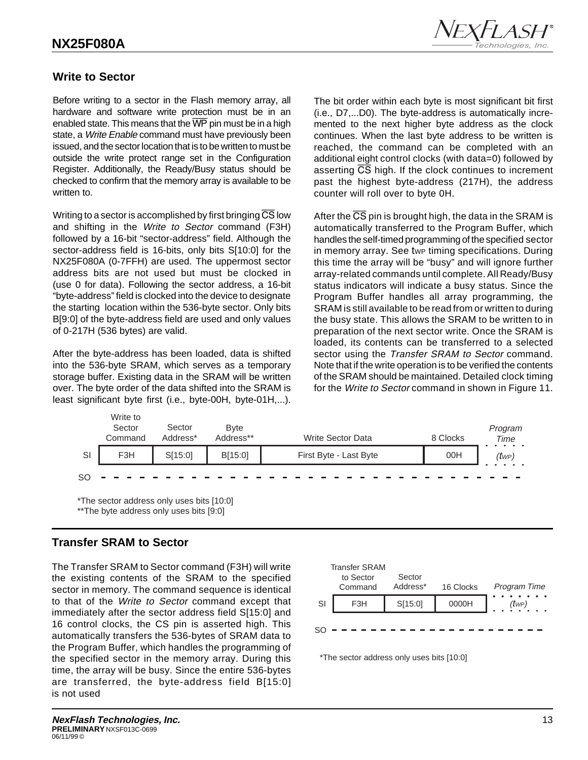## Write to Sector

Before writing to a sector in the Flash memory array, all hardware and software write protection must be in an enabled state. This means that the WP pin must be in a high state, a *Write Enable* command must have previously been issued, and the sector location that is to be written to must be outside the write protect range set in the Configuration Register. Additionally, the Ready/Busy status should be checked to confirm that the memory array is available to be written to.

Writing to a sector is accomplished by first bringing CS low and shifting in the *Write to Sector* command (F3H) followed by a 16-bit "sector-address" field. Although the sector-address field is 16-bits, only bits S[10:0] for the NX25F080A (0-7FFH) are used. The uppermost sector address bits are not used but must be clocked in (use 0 for data). Following the sector address, a 16-bit "byte-address" field is clocked into the device to designate the starting location within the 536-byte sector. Only bits B[9:0] of the byte-address field are used and only values of 0-217H (536 bytes) are valid.

After the byte-address has been loaded, data is shifted into the 536-byte SRAM, which serves as a temporary storage buffer. Existing data in the SRAM will be written over. The byte order of the data shifted into the SRAM is least significant byte first (i.e., byte-00H, byte-01H,...).

The bit order within each byte is most significant bit first (i.e., D7,...D0). The byte-address is automatically incremented to the next higher byte address as the clock continues. When the last byte address to be written is reached, the command can be completed with an additional eight control clocks (with data=0) followed by asserting CS high. If the clock continues to increment past the highest byte-address (217H), the address counter will roll over to byte 0H.

After the CS pin is brought high, the data in the SRAM is automatically transferred to the Program Buffer, which handles the self-timed programming of the specified sector in memory array. See $t_{WP}$ timing specifications. During this time the array will be "busy" and will ignore further array-related commands until complete. All Ready/Busy status indicators will indicate a busy status. Since the Program Buffer handles all array programming, the SRAM is still available to be read from or written to during the busy state. This allows the SRAM to be written to in preparation of the next sector write. Once the SRAM is loaded, its contents can be transferred to a selected sector using the *Transfer SRAM to Sector* command. Note that if the write operation is to be verified the contents of the SRAM should be maintained. Detailed clock timing for the *Write to Sector* command in shown in Figure 11.

| | Write to Sector Command | Sector Address* | Byte Address** | Write Sector Data | 8 Clocks | *Program Time* |
|---|---|---|---|---|---|---|
| SI | F3H | S[15:0] | B[15:0] | First Byte - Last Byte | 00H | ($t_{WP}$) |
| SO | | | | | | |

*The sector address only uses bits [10:0]
**The byte address only uses bits [9:0]

## Transfer SRAM to Sector

The Transfer SRAM to Sector command (F3H) will write the existing contents of the SRAM to the specified sector in memory. The command sequence is identical to that of the *Write to Sector* command except that immediately after the sector address field S[15:0] and 16 control clocks, the CS pin is asserted high. This automatically transfers the 536-bytes of SRAM data to the Program Buffer, which handles the programming of the specified sector in the memory array. During this time, the array will be busy. Since the entire 536-bytes are transferred, the byte-address field B[15:0] is not used

| | Transfer SRAM to Sector Command | Sector Address* | 16 Clocks | *Program Time* |
|---|---|---|---|---|
| SI | F3H | S[15:0] | 0000H | ($t_{WP}$) |
| SO | | | | |

*The sector address only uses bits [10:0]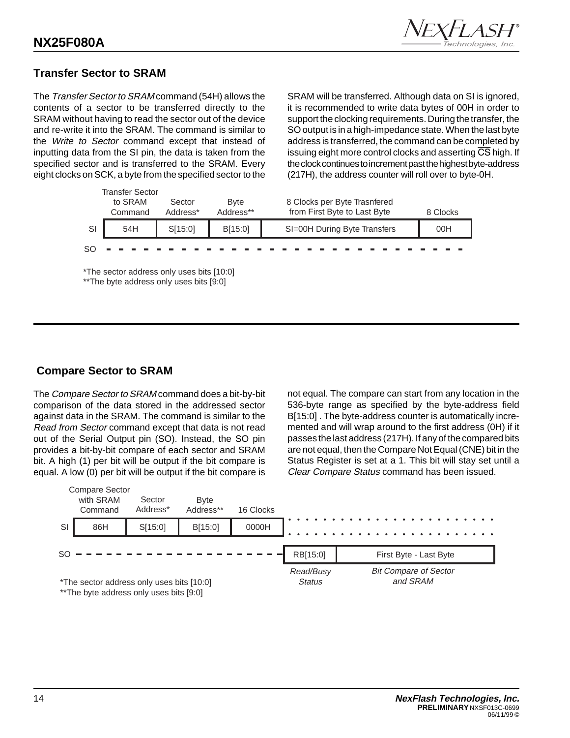## Transfer Sector to SRAM

The *Transfer Sector to SRAM* command (54H) allows the contents of a sector to be transferred directly to the SRAM without having to read the sector out of the device and re-write it into the SRAM. The command is similar to the *Write to Sector* command except that instead of inputting data from the SI pin, the data is taken from the specified sector and is transferred to the SRAM. Every eight clocks on SCK, a byte from the specified sector to the SRAM will be transferred. Although data on SI is ignored, it is recommended to write data bytes of 00H in order to support the clocking requirements. During the transfer, the SO output is in a high-impedance state. When the last byte address is transferred, the command can be completed by issuing eight more control clocks and asserting $\overline{CS}$ high. If the clock continues to increment past the highest byte-address (217H), the address counter will roll over to byte-0H.

| | Transfer Sector to SRAM Command | Sector Address* | Byte Address** | 8 Clocks per Byte Trasnfered from First Byte to Last Byte | 8 Clocks |
|---|---|---|---|---|---|
| SI | 54H | S[15:0] | B[15:0] | SI=00H During Byte Transfers | 00H |
| SO | - - - | - - - | - - - | - - - | - - - |

*The sector address only uses bits [10:0]
**The byte address only uses bits [9:0]

## Compare Sector to SRAM

The *Compare Sector to SRAM* command does a bit-by-bit comparison of the data stored in the addressed sector against data in the SRAM. The command is similar to the *Read from Sector* command except that data is not read out of the Serial Output pin (SO). Instead, the SO pin provides a bit-by-bit compare of each sector and SRAM bit. A high (1) per bit will be output if the bit compare is equal. A low (0) per bit will be output if the bit compare is not equal. The compare can start from any location in the 536-byte range as specified by the byte-address field B[15:0] . The byte-address counter is automatically incremented and will wrap around to the first address (0H) if it passes the last address (217H). If any of the compared bits are not equal, then the Compare Not Equal (CNE) bit in the Status Register is set at a 1. This bit will stay set until a *Clear Compare Status* command has been issued.

| | Compare Sector with SRAM Command | Sector Address* | Byte Address** | 16 Clocks | | |
|---|---|---|---|---|---|---|
| SI | 86H | S[15:0] | B[15:0] | 0000H | • • • | • • • |
| SO | - - - | - - - | - - - | - - - | RB[15:0] | First Byte - Last Byte |
| | | | | | *Read/Busy Status* | *Bit Compare of Sector and SRAM* |

*The sector address only uses bits [10:0]
**The byte address only uses bits [9:0]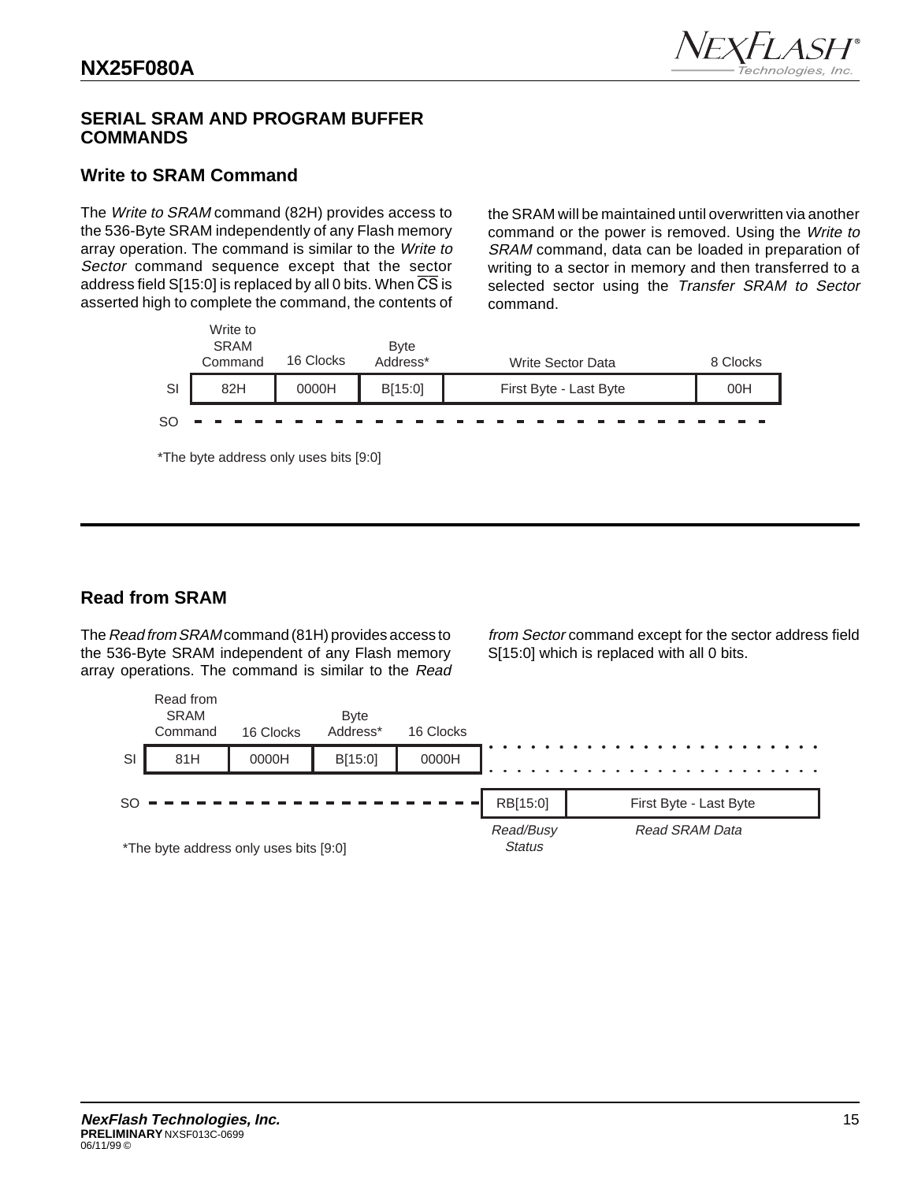## SERIAL SRAM AND PROGRAM BUFFER COMMANDS

### Write to SRAM Command

The *Write to SRAM* command (82H) provides access to the 536-Byte SRAM independently of any Flash memory array operation. The command is similar to the *Write to Sector* command sequence except that the sector address field S[15:0] is replaced by all 0 bits. When $\overline{CS}$ is asserted high to complete the command, the contents of the SRAM will be maintained until overwritten via another command or the power is removed. Using the *Write to SRAM* command, data can be loaded in preparation of writing to a sector in memory and then transferred to a selected sector using the *Transfer SRAM to Sector* command.

| | Write to SRAM Command | 16 Clocks | Byte Address* | Write Sector Data | 8 Clocks |
|---|---|---|---|---|---|
| SI | 82H | 0000H | B[15:0] | First Byte - Last Byte | 00H |
| SO | - - - | - - - | - - - | - - - | - - - |

*The byte address only uses bits [9:0]

### Read from SRAM

The *Read from SRAM* command (81H) provides access to the 536-Byte SRAM independent of any Flash memory array operations. The command is similar to the *Read from Sector* command except for the sector address field S[15:0] which is replaced with all 0 bits.

| | Read from SRAM Command | 16 Clocks | Byte Address* | 16 Clocks | | |
|---|---|---|---|---|---|---|
| SI | 81H | 0000H | B[15:0] | 0000H | . . . | . . . |
| SO | - - - | - - - | - - - | - - - | RB[15:0] | First Byte - Last Byte |
| | | | | | *Read/Busy Status* | *Read SRAM Data* |

*The byte address only uses bits [9:0]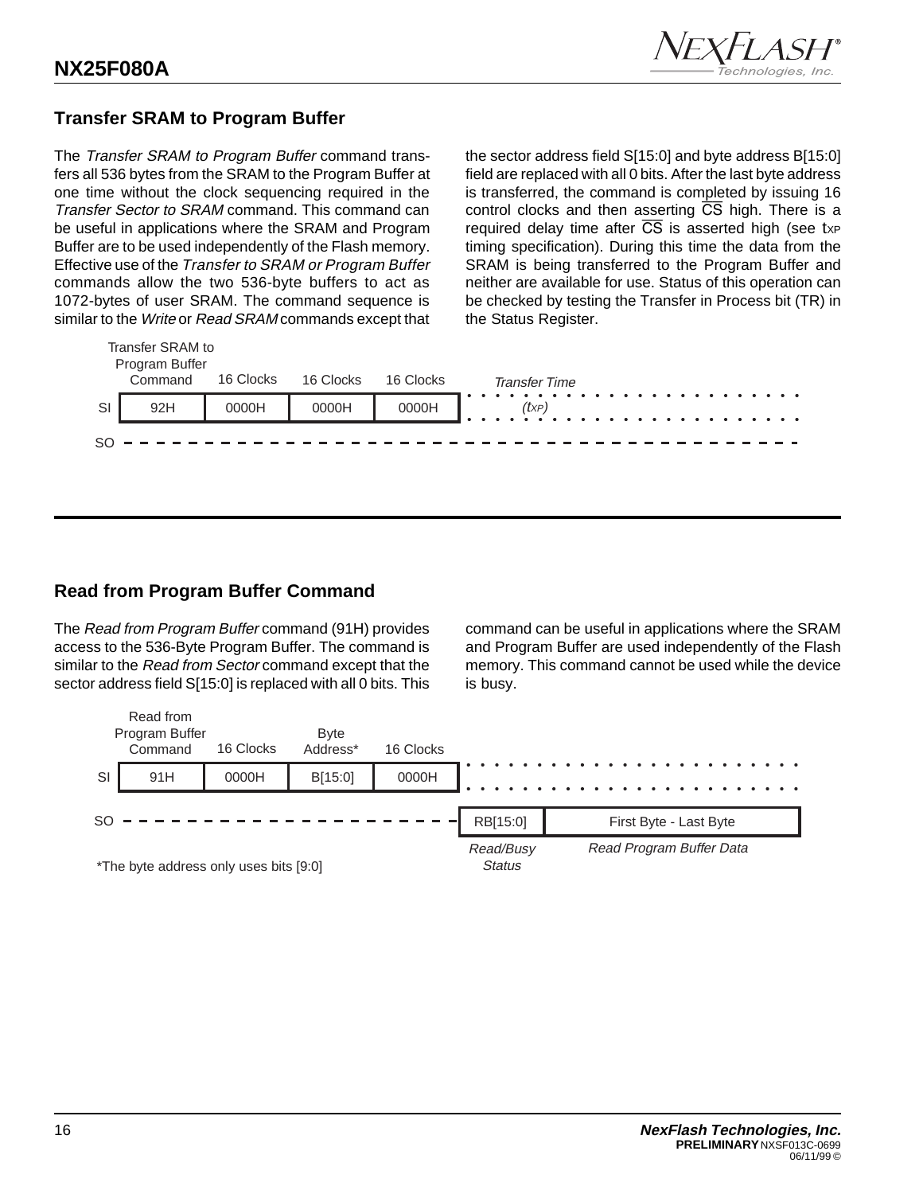## Transfer SRAM to Program Buffer

The *Transfer SRAM to Program Buffer* command transfers all 536 bytes from the SRAM to the Program Buffer at one time without the clock sequencing required in the *Transfer Sector to SRAM* command. This command can be useful in applications where the SRAM and Program Buffer are to be used independently of the Flash memory. Effective use of the *Transfer to SRAM or Program Buffer* commands allow the two 536-byte buffers to act as 1072-bytes of user SRAM. The command sequence is similar to the *Write* or *Read SRAM* commands except that the sector address field S[15:0] and byte address B[15:0] field are replaced with all 0 bits. After the last byte address is transferred, the command is completed by issuing 16 control clocks and then asserting $\overline{CS}$ high. There is a required delay time after $\overline{CS}$ is asserted high (see $t_{XP}$ timing specification). During this time the data from the SRAM is being transferred to the Program Buffer and neither are available for use. Status of this operation can be checked by testing the Transfer in Process bit (TR) in the Status Register.

| | Transfer SRAM to Program Buffer Command | 16 Clocks | 16 Clocks | 16 Clocks | Transfer Time |
|---|---|---|---|---|---|
| SI | 92H | 0000H | 0000H | 0000H | ($t_{XP}$) |
| SO | - - - | - - - | - - - | - - - | - - - |

## Read from Program Buffer Command

The *Read from Program Buffer* command (91H) provides access to the 536-Byte Program Buffer. The command is similar to the *Read from Sector* command except that the sector address field S[15:0] is replaced with all 0 bits. This command can be useful in applications where the SRAM and Program Buffer are used independently of the Flash memory. This command cannot be used while the device is busy.

| | Read from Program Buffer Command | 16 Clocks | Byte Address* | 16 Clocks | | |
|---|---|---|---|---|---|---|
| SI | 91H | 0000H | B[15:0] | 0000H | | |
| SO | - - - | - - - | - - - | - - - | RB[15:0] | First Byte - Last Byte |
| | | | | | Read/Busy Status | Read Program Buffer Data |

*The byte address only uses bits [9:0]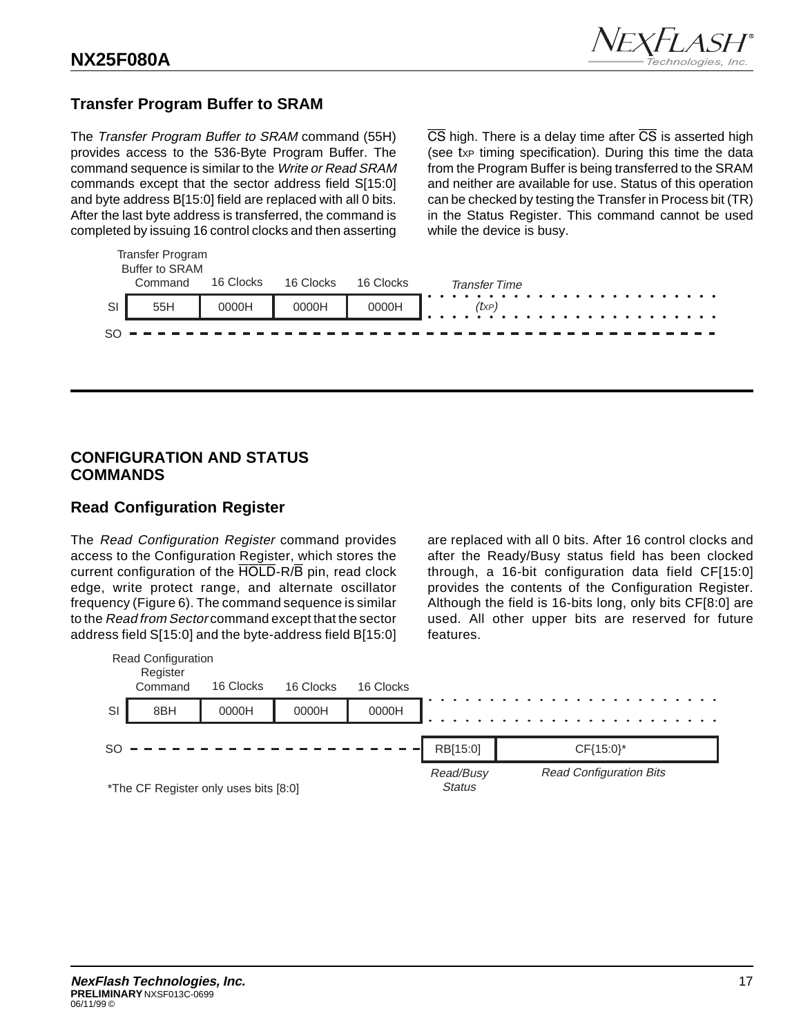## Transfer Program Buffer to SRAM

The *Transfer Program Buffer to SRAM* command (55H) provides access to the 536-Byte Program Buffer. The command sequence is similar to the *Write or Read SRAM* commands except that the sector address field S[15:0] and byte address B[15:0] field are replaced with all 0 bits. After the last byte address is transferred, the command is completed by issuing 16 control clocks and then asserting $\overline{CS}$ high. There is a delay time after $\overline{CS}$ is asserted high (see $t_{XP}$ timing specification). During this time the data from the Program Buffer is being transferred to the SRAM and neither are available for use. Status of this operation can be checked by testing the Transfer in Process bit (TR) in the Status Register. This command cannot be used while the device is busy.

| | Transfer Program Buffer to SRAM Command | 16 Clocks | 16 Clocks | 16 Clocks | *Transfer Time* |
|---|---|---|---|---|---|
| SI | 55H | 0000H | 0000H | 0000H | *($t_{XP}$)* |
| SO | | | | | |

## CONFIGURATION AND STATUS COMMANDS

## Read Configuration Register

The *Read Configuration Register* command provides access to the Configuration Register, which stores the current configuration of the $\overline{HOLD}$-R/$\overline{B}$ pin, read clock edge, write protect range, and alternate oscillator frequency (Figure 6). The command sequence is similar to the *Read from Sector* command except that the sector address field S[15:0] and the byte-address field B[15:0] are replaced with all 0 bits. After 16 control clocks and after the Ready/Busy status field has been clocked through, a 16-bit configuration data field CF[15:0] provides the contents of the Configuration Register. Although the field is 16-bits long, only bits CF[8:0] are used. All other upper bits are reserved for future features.

| | Read Configuration Register Command | 16 Clocks | 16 Clocks | 16 Clocks | | |
|---|---|---|---|---|---|---|
| SI | 8BH | 0000H | 0000H | 0000H | | |
| SO | | | | | RB[15:0] | CF{15:0}* |
| | | | | | *Read/Busy Status* | *Read Configuration Bits* |

*The CF Register only uses bits [8:0]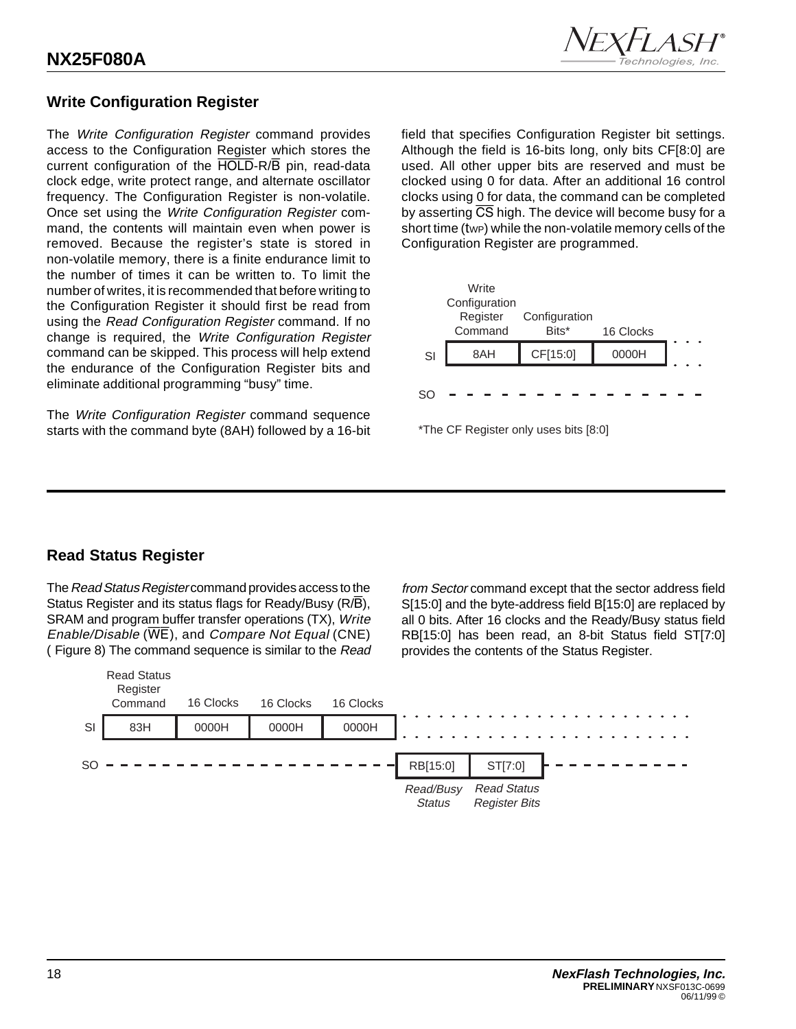## Write Configuration Register

The *Write Configuration Register* command provides access to the Configuration Register which stores the current configuration of the $\overline{HOLD}$-R/$\overline{B}$ pin, read-data clock edge, write protect range, and alternate oscillator frequency. The Configuration Register is non-volatile. Once set using the *Write Configuration Register* command, the contents will maintain even when power is removed. Because the register's state is stored in non-volatile memory, there is a finite endurance limit to the number of times it can be written to. To limit the number of writes, it is recommended that before writing to the Configuration Register it should first be read from using the *Read Configuration Register* command. If no change is required, the *Write Configuration Register* command can be skipped. This process will help extend the endurance of the Configuration Register bits and eliminate additional programming "busy" time.

The *Write Configuration Register* command sequence starts with the command byte (8AH) followed by a 16-bit field that specifies Configuration Register bit settings. Although the field is 16-bits long, only bits CF[8:0] are used. All other upper bits are reserved and must be clocked using 0 for data. After an additional 16 control clocks using 0 for data, the command can be completed by asserting $\overline{CS}$ high. The device will become busy for a short time ($t_{WP}$) while the non-volatile memory cells of the Configuration Register are programmed.

| | Write Configuration Register Command | Configuration Bits* | 16 Clocks |
|---|---|---|---|
| SI | 8AH | CF[15:0] | 0000H |
| SO | | | |

*The CF Register only uses bits [8:0]

## Read Status Register

The *Read Status Register* command provides access to the Status Register and its status flags for Ready/Busy (R/$\overline{B}$), SRAM and program buffer transfer operations (TX), *Write Enable/Disable* ($\overline{WE}$), and *Compare Not Equal* (CNE) ( Figure 8) The command sequence is similar to the *Read from Sector* command except that the sector address field S[15:0] and the byte-address field B[15:0] are replaced by all 0 bits. After 16 clocks and the Ready/Busy status field RB[15:0] has been read, an 8-bit Status field ST[7:0] provides the contents of the Status Register.

| | Read Status Register Command | 16 Clocks | 16 Clocks | 16 Clocks | | |
|---|---|---|---|---|---|---|
| SI | 83H | 0000H | 0000H | 0000H | | |
| SO | | | | | RB[15:0] | ST[7:0] |
| | | | | | *Read/Busy Status* | *Read Status Register Bits* |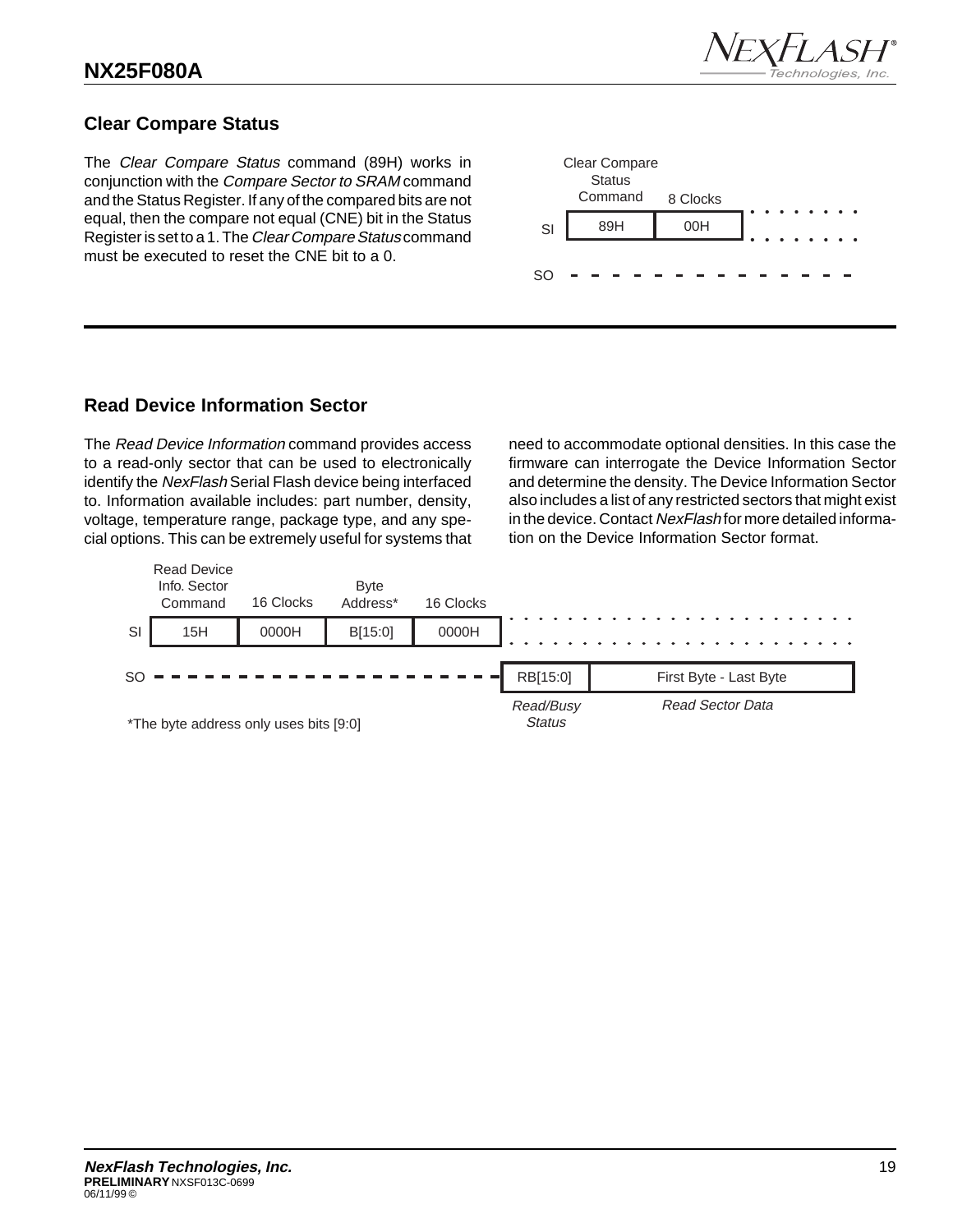## Clear Compare Status

The *Clear Compare Status* command (89H) works in conjunction with the *Compare Sector to SRAM* command and the Status Register. If any of the compared bits are not equal, then the compare not equal (CNE) bit in the Status Register is set to a 1. The *Clear Compare Status* command must be executed to reset the CNE bit to a 0.

| | Clear Compare Status Command | 8 Clocks |
|---|---|---|
| SI | 89H | 00H |
| SO | - - - | - - - |

## Read Device Information Sector

The *Read Device Information* command provides access to a read-only sector that can be used to electronically identify the *NexFlash* Serial Flash device being interfaced to. Information available includes: part number, density, voltage, temperature range, package type, and any special options. This can be extremely useful for systems that need to accommodate optional densities. In this case the firmware can interrogate the Device Information Sector and determine the density. The Device Information Sector also includes a list of any restricted sectors that might exist in the device. Contact *NexFlash* for more detailed information on the Device Information Sector format.

| | Read Device Info. Sector Command | 16 Clocks | Byte Address* | 16 Clocks | | |
|---|---|---|---|---|---|---|
| SI | 15H | 0000H | B[15:0] | 0000H | | |
| SO | - - - | - - - | - - - | - - - | RB[15:0] | First Byte - Last Byte |
| | | | | | *Read/Busy Status* | *Read Sector Data* |

*The byte address only uses bits [9:0]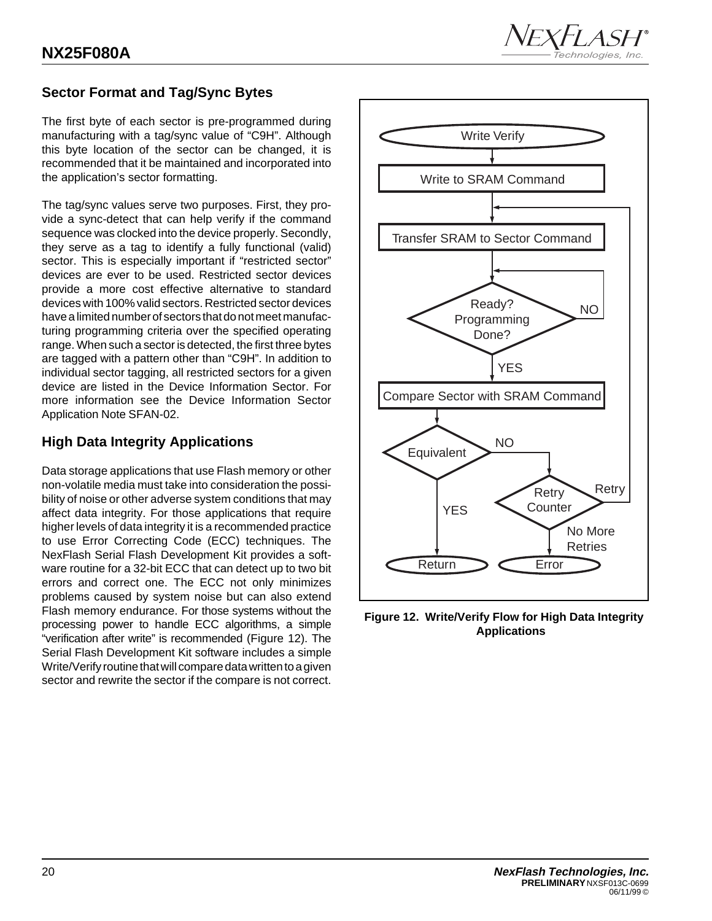## Sector Format and Tag/Sync Bytes

The first byte of each sector is pre-programmed during manufacturing with a tag/sync value of "C9H". Although this byte location of the sector can be changed, it is recommended that it be maintained and incorporated into the application's sector formatting.

The tag/sync values serve two purposes. First, they provide a sync-detect that can help verify if the command sequence was clocked into the device properly. Secondly, they serve as a tag to identify a fully functional (valid) sector. This is especially important if "restricted sector" devices are ever to be used. Restricted sector devices provide a more cost effective alternative to standard devices with 100% valid sectors. Restricted sector devices have a limited number of sectors that do not meet manufacturing programming criteria over the specified operating range. When such a sector is detected, the first three bytes are tagged with a pattern other than "C9H". In addition to individual sector tagging, all restricted sectors for a given device are listed in the Device Information Sector. For more information see the Device Information Sector Application Note SFAN-02.

## High Data Integrity Applications

Data storage applications that use Flash memory or other non-volatile media must take into consideration the possibility of noise or other adverse system conditions that may affect data integrity. For those applications that require higher levels of data integrity it is a recommended practice to use Error Correcting Code (ECC) techniques. The NexFlash Serial Flash Development Kit provides a software routine for a 32-bit ECC that can detect up to two bit errors and correct one. The ECC not only minimizes problems caused by system noise but can also extend Flash memory endurance. For those systems without the processing power to handle ECC algorithms, a simple "verification after write" is recommended (Figure 12). The Serial Flash Development Kit software includes a simple Write/Verify routine that will compare data written to a given sector and rewrite the sector if the compare is not correct.

Write Verify → Write to SRAM Command → Transfer SRAM to Sector Command → Ready? Programming Done? (NO: loop back; YES) → Compare Sector with SRAM Command → Equivalent (YES: Return; NO: Retry Counter) → Retry Counter (Retry: back to Transfer SRAM to Sector Command; No More Retries: Error)

**Figure 12. Write/Verify Flow for High Data Integrity Applications**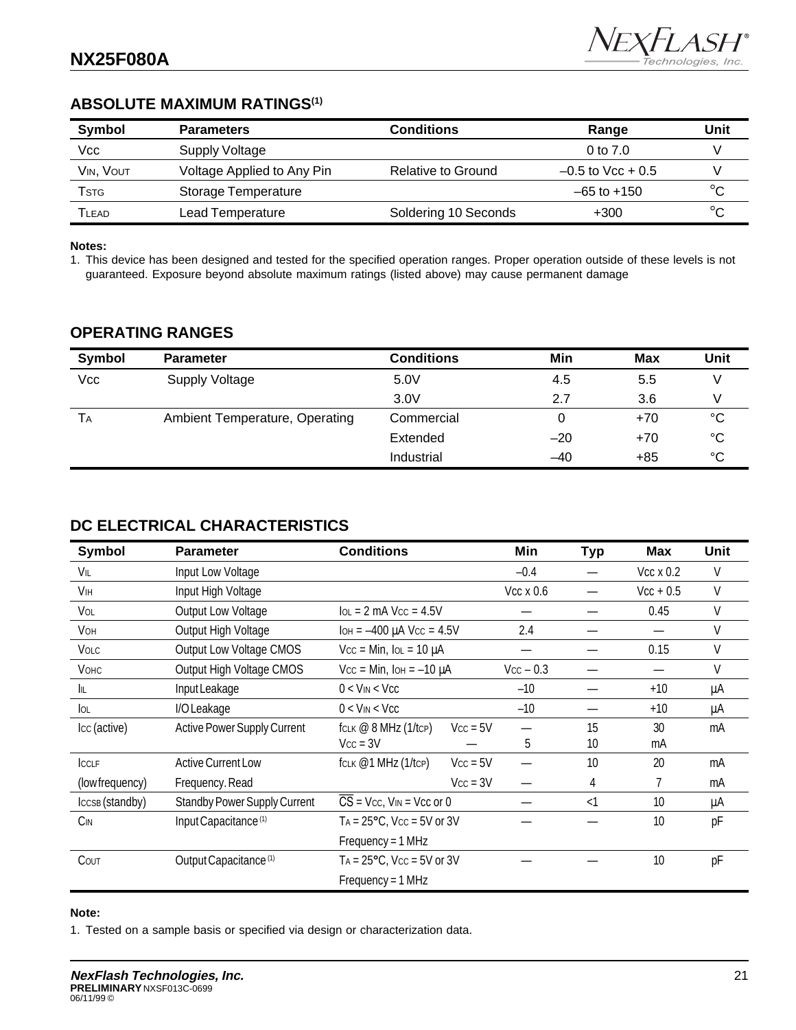## ABSOLUTE MAXIMUM RATINGS[1]

| Symbol | Parameters | Conditions | Range | Unit |
|---|---|---|---|---|
| Vcc | Supply Voltage | | 0 to 7.0 | V |
| $V_{IN}$, $V_{OUT}$ | Voltage Applied to Any Pin | Relative to Ground | –0.5 to Vcc + 0.5 | V |
| $T_{STG}$ | Storage Temperature | | –65 to +150 | °C |
| $T_{LEAD}$ | Lead Temperature | Soldering 10 Seconds | +300 | °C |

**Notes:**

1. This device has been designed and tested for the specified operation ranges. Proper operation outside of these levels is not guaranteed. Exposure beyond absolute maximum ratings (listed above) may cause permanent damage

## OPERATING RANGES

| Symbol | Parameter | Conditions | Min | Max | Unit |
|---|---|---|---|---|---|
| Vcc | Supply Voltage | 5.0V | 4.5 | 5.5 | V |
| | | 3.0V | 2.7 | 3.6 | V |
| $T_A$ | Ambient Temperature, Operating | Commercial | 0 | +70 | °C |
| | | Extended | –20 | +70 | °C |
| | | Industrial | –40 | +85 | °C |

## DC ELECTRICAL CHARACTERISTICS

| Symbol | Parameter | Conditions | | Min | Typ | Max | Unit |
|---|---|---|---|---|---|---|---|
| $V_{IL}$ | Input Low Voltage | | | –0.4 | — | Vcc x 0.2 | V |
| $V_{IH}$ | Input High Voltage | | | Vcc x 0.6 | — | Vcc + 0.5 | V |
| $V_{OL}$ | Output Low Voltage | $I_{OL}$ = 2 mA $V_{CC}$ = 4.5V | | — | — | 0.45 | V |
| $V_{OH}$ | Output High Voltage | $I_{OH}$ = –400 µA $V_{CC}$ = 4.5V | | 2.4 | — | — | V |
| $V_{OLC}$ | Output Low Voltage CMOS | $V_{CC}$ = Min, $I_{OL}$ = 10 µA | | — | — | 0.15 | V |
| $V_{OHC}$ | Output High Voltage CMOS | $V_{CC}$ = Min, $I_{OH}$ = –10 µA | | $V_{CC}$ – 0.3 | — | — | V |
| $I_{IL}$ | Input Leakage | 0 < $V_{IN}$ < Vcc | | –10 | — | +10 | µA |
| $I_{OL}$ | I/O Leakage | 0 < $V_{IN}$ < Vcc | | –10 | — | +10 | µA |
| $I_{CC}$ (active) | Active Power Supply Current | $f_{CLK}$ @ 8 MHz (1/$t_{CP}$) | $V_{CC}$ = 5V | — | 15 | 30 | mA |
| | | $V_{CC}$ = 3V | — | 5 | 10 | mA | |
| $I_{CCLF}$ | Active Current Low | $f_{CLK}$ @1 MHz (1/$t_{CP}$) | $V_{CC}$ = 5V | — | 10 | 20 | mA |
| (low frequency) | Frequency. Read | | $V_{CC}$ = 3V | — | 4 | 7 | mA |
| $I_{CCSB}$ (standby) | Standby Power Supply Current | $\overline{CS}$ = $V_{CC}$, $V_{IN}$ = Vcc or 0 | | — | <1 | 10 | µA |
| $C_{IN}$ | Input Capacitance[1] | $T_A$ = 25°C, $V_{CC}$ = 5V or 3V | | — | — | 10 | pF |
| | | Frequency = 1 MHz | | | | | |
| $C_{OUT}$ | Output Capacitance[1] | $T_A$ = 25°C, $V_{CC}$ = 5V or 3V | | — | — | 10 | pF |
| | | Frequency = 1 MHz | | | | | |

**Note:**

1. Tested on a sample basis or specified via design or characterization data.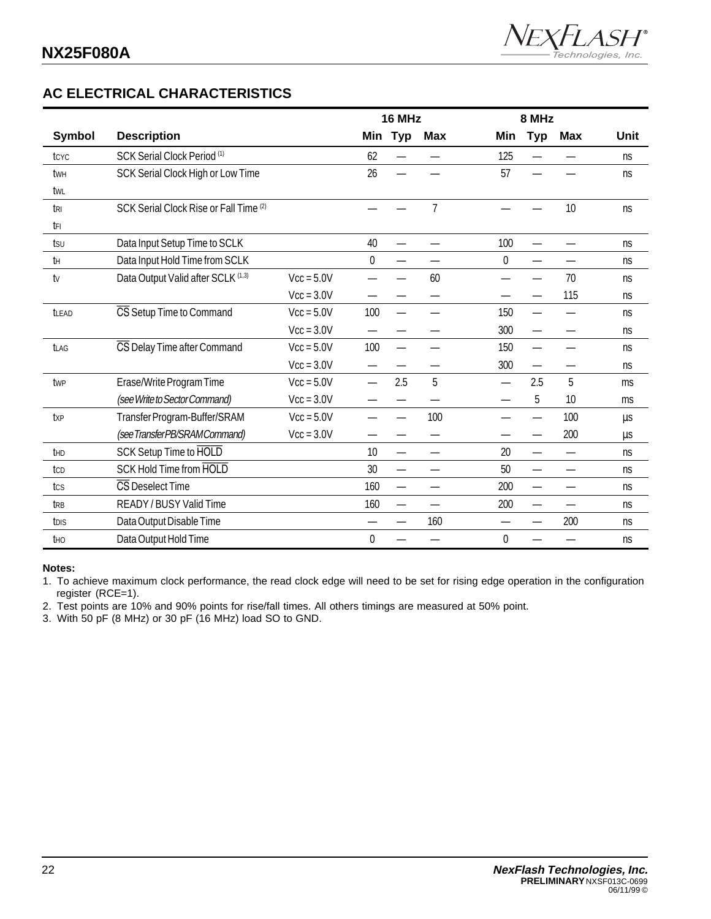## AC ELECTRICAL CHARACTERISTICS

| Symbol | Description | | 16 MHz Min | 16 MHz Typ | 16 MHz Max | 8 MHz Min | 8 MHz Typ | 8 MHz Max | Unit |
|---|---|---|---|---|---|---|---|---|---|
| $t_{CYC}$ | SCK Serial Clock Period [1] | | 62 | — | — | 125 | — | — | ns |
| $t_{WH}$ $t_{WL}$ | SCK Serial Clock High or Low Time | | 26 | — | — | 57 | — | — | ns |
| $t_{RI}$ $t_{FI}$ | SCK Serial Clock Rise or Fall Time [2] | | — | — | 7 | — | — | 10 | ns |
| $t_{SU}$ | Data Input Setup Time to SCLK | | 40 | — | — | 100 | — | — | ns |
| $t_H$ | Data Input Hold Time from SCLK | | 0 | — | — | 0 | — | — | ns |
| $t_V$ | Data Output Valid after SCLK [1,3] | Vcc = 5.0V | — | — | 60 | — | — | 70 | ns |
| | | Vcc = 3.0V | — | — | — | — | — | 115 | ns |
| $t_{LEAD}$ | $\overline{CS}$ Setup Time to Command | Vcc = 5.0V | 100 | — | — | 150 | — | — | ns |
| | | Vcc = 3.0V | — | — | — | 300 | — | — | ns |
| $t_{LAG}$ | $\overline{CS}$ Delay Time after Command | Vcc = 5.0V | 100 | — | — | 150 | — | — | ns |
| | | Vcc = 3.0V | — | — | — | 300 | — | — | ns |
| $t_{WP}$ | Erase/Write Program Time | Vcc = 5.0V | — | 2.5 | 5 | — | 2.5 | 5 | ms |
| | *(see Write to Sector Command)* | Vcc = 3.0V | — | — | — | — | 5 | 10 | ms |
| $t_{XP}$ | Transfer Program-Buffer/SRAM | Vcc = 5.0V | — | — | 100 | — | — | 100 | µs |
| | *(see Transfer PB/SRAM Command)* | Vcc = 3.0V | — | — | — | — | — | 200 | µs |
| $t_{HD}$ | SCK Setup Time to $\overline{HOLD}$ | | 10 | — | — | 20 | — | — | ns |
| $t_{CD}$ | SCK Hold Time from $\overline{HOLD}$ | | 30 | — | — | 50 | — | — | ns |
| $t_{CS}$ | $\overline{CS}$ Deselect Time | | 160 | — | — | 200 | — | — | ns |
| $t_{RB}$ | READY / BUSY Valid Time | | 160 | — | — | 200 | — | — | ns |
| $t_{DIS}$ | Data Output Disable Time | | — | — | 160 | — | — | 200 | ns |
| $t_{HO}$ | Data Output Hold Time | | 0 | — | — | 0 | — | — | ns |

**Notes:**

1. To achieve maximum clock performance, the read clock edge will need to be set for rising edge operation in the configuration register (RCE=1).
2. Test points are 10% and 90% points for rise/fall times. All others timings are measured at 50% point.
3. With 50 pF (8 MHz) or 30 pF (16 MHz) load SO to GND.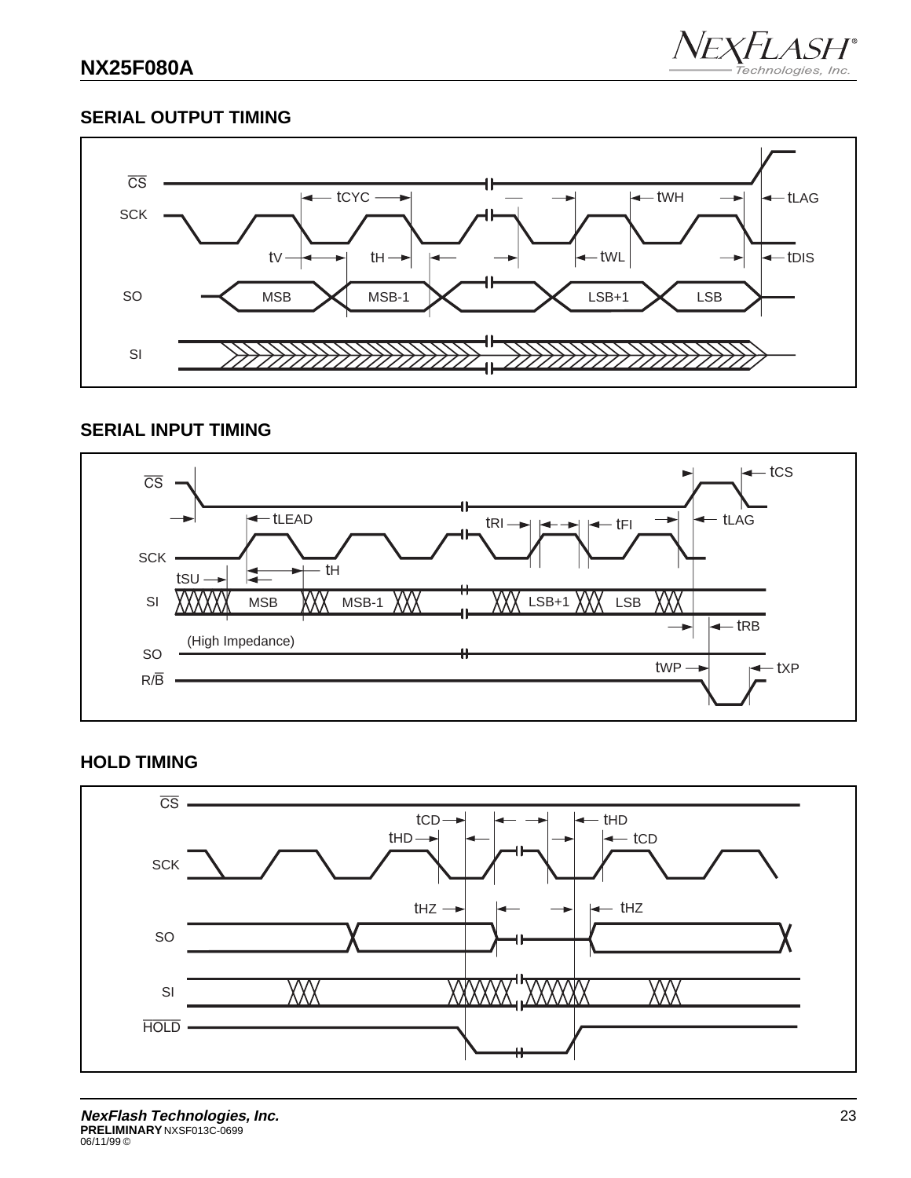## SERIAL OUTPUT TIMING

## SERIAL INPUT TIMING

## HOLD TIMING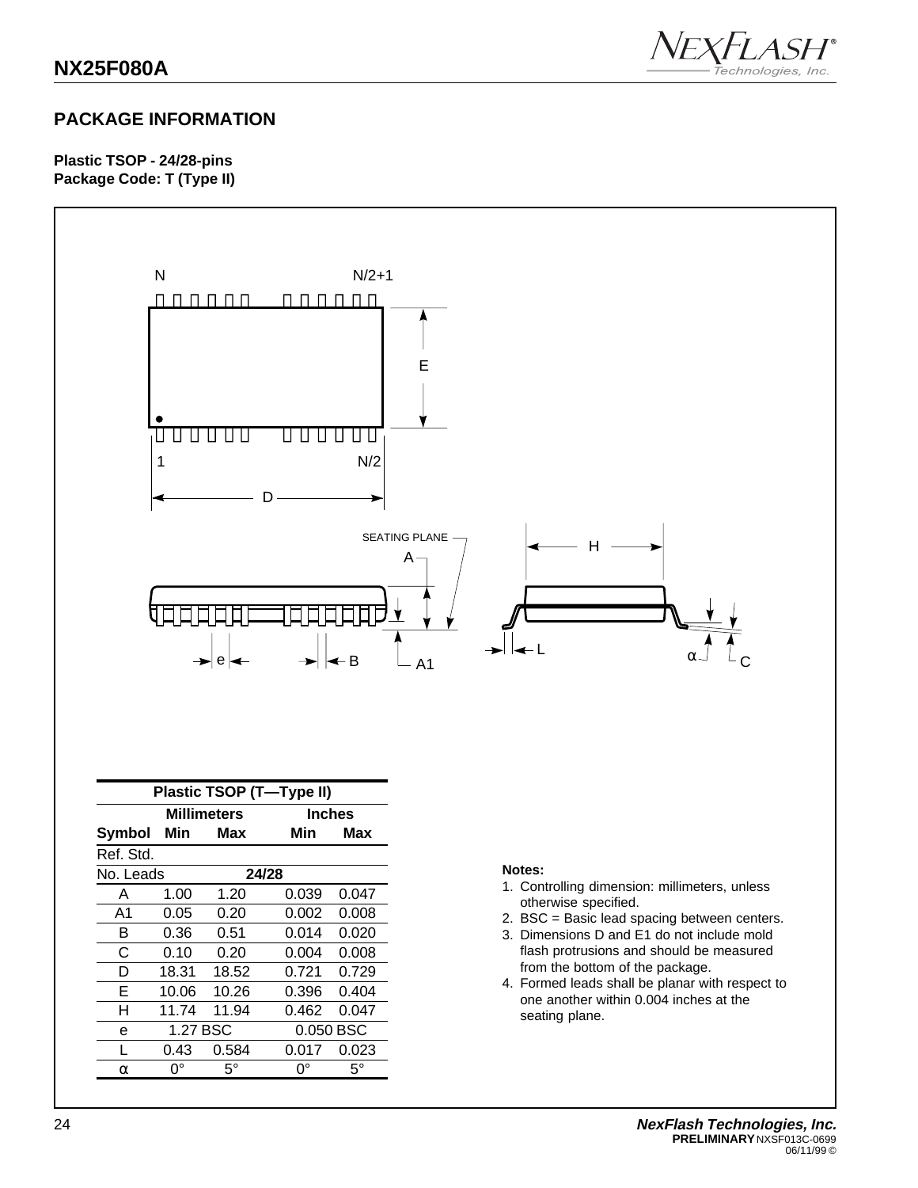## PACKAGE INFORMATION

**Plastic TSOP - 24/28-pins**
**Package Code: T (Type II)**

| Plastic TSOP (T—Type II) | | | | |
|---|---|---|---|---|
| | Millimeters | | Inches | |
| Symbol | Min | Max | Min | Max |
| Ref. Std. | | | | |
| No. Leads | 24/28 | | | |
| A | 1.00 | 1.20 | 0.039 | 0.047 |
| A1 | 0.05 | 0.20 | 0.002 | 0.008 |
| B | 0.36 | 0.51 | 0.014 | 0.020 |
| C | 0.10 | 0.20 | 0.004 | 0.008 |
| D | 18.31 | 18.52 | 0.721 | 0.729 |
| E | 10.06 | 10.26 | 0.396 | 0.404 |
| H | 11.74 | 11.94 | 0.462 | 0.047 |
| e | 1.27 BSC | | 0.050 BSC | |
| L | 0.43 | 0.584 | 0.017 | 0.023 |
| α | 0° | 5° | 0° | 5° |

**Notes:**

1. Controlling dimension: millimeters, unless otherwise specified.
2. BSC = Basic lead spacing between centers.
3. Dimensions D and E1 do not include mold flash protrusions and should be measured from the bottom of the package.
4. Formed leads shall be planar with respect to one another within 0.004 inches at the seating plane.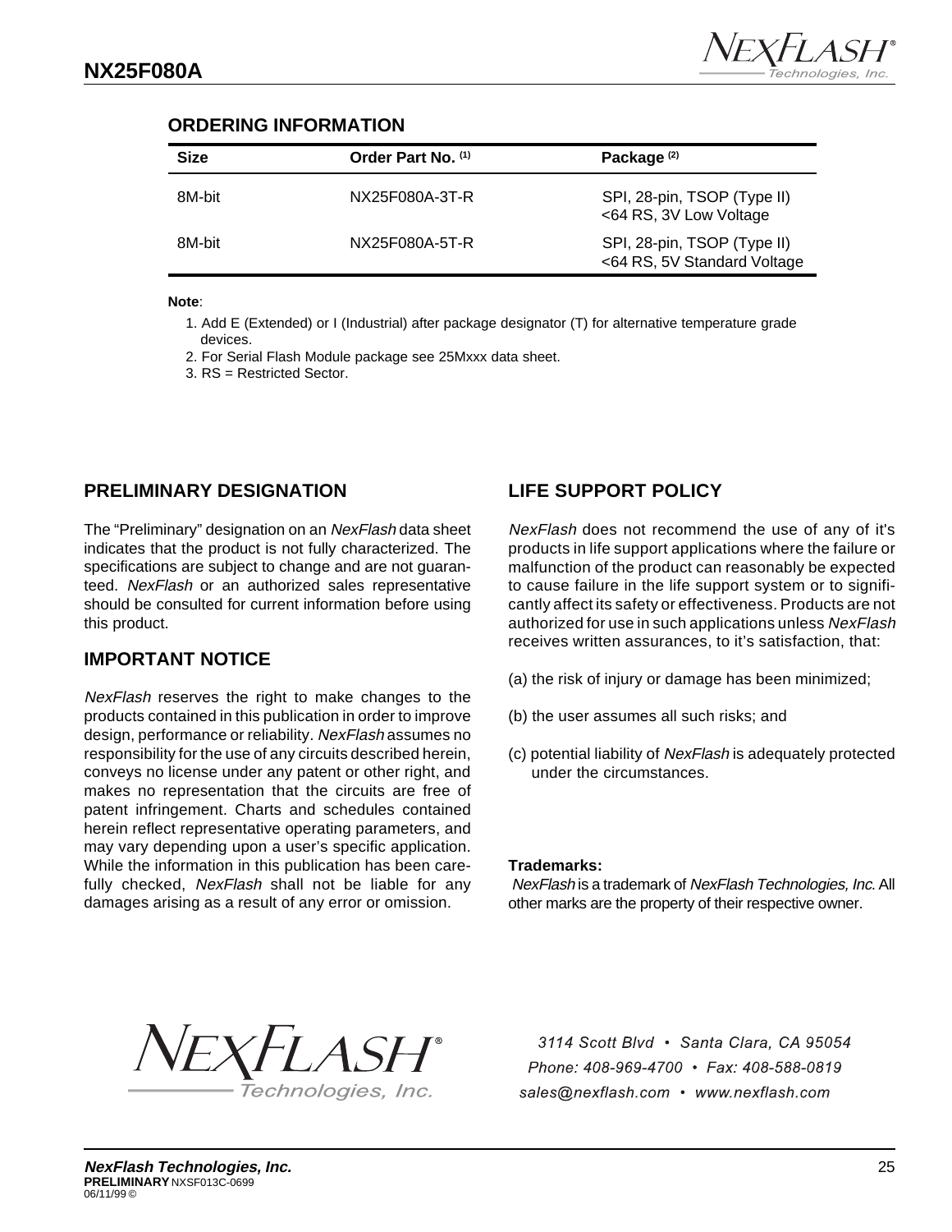## ORDERING INFORMATION

| Size | Order Part No. (1) | Package (2) |
|---|---|---|
| 8M-bit | NX25F080A-3T-R | SPI, 28-pin, TSOP (Type II) <64 RS, 3V Low Voltage |
| 8M-bit | NX25F080A-5T-R | SPI, 28-pin, TSOP (Type II) <64 RS, 5V Standard Voltage |

**Note**:

1. Add E (Extended) or I (Industrial) after package designator (T) for alternative temperature grade devices.
2. For Serial Flash Module package see 25Mxxx data sheet.
3. RS = Restricted Sector.

## PRELIMINARY DESIGNATION

The "Preliminary" designation on an *NexFlash* data sheet indicates that the product is not fully characterized. The specifications are subject to change and are not guaranteed. *NexFlash* or an authorized sales representative should be consulted for current information before using this product.

## IMPORTANT NOTICE

*NexFlash* reserves the right to make changes to the products contained in this publication in order to improve design, performance or reliability. *NexFlash* assumes no responsibility for the use of any circuits described herein, conveys no license under any patent or other right, and makes no representation that the circuits are free of patent infringement. Charts and schedules contained herein reflect representative operating parameters, and may vary depending upon a user's specific application. While the information in this publication has been carefully checked, *NexFlash* shall not be liable for any damages arising as a result of any error or omission.

## LIFE SUPPORT POLICY

*NexFlash* does not recommend the use of any of it's products in life support applications where the failure or malfunction of the product can reasonably be expected to cause failure in the life support system or to significantly affect its safety or effectiveness. Products are not authorized for use in such applications unless *NexFlash* receives written assurances, to it's satisfaction, that:

(a) the risk of injury or damage has been minimized;

(b) the user assumes all such risks; and

(c) potential liability of *NexFlash* is adequately protected under the circumstances.

**Trademarks:**
*NexFlash* is a trademark of *NexFlash Technologies, Inc.* All other marks are the property of their respective owner.

NEXFLASH® Technologies, Inc.

*3114 Scott Blvd • Santa Clara, CA 95054*
*Phone: 408-969-4700 • Fax: 408-588-0819*
*sales@nexflash.com • www.nexflash.com*